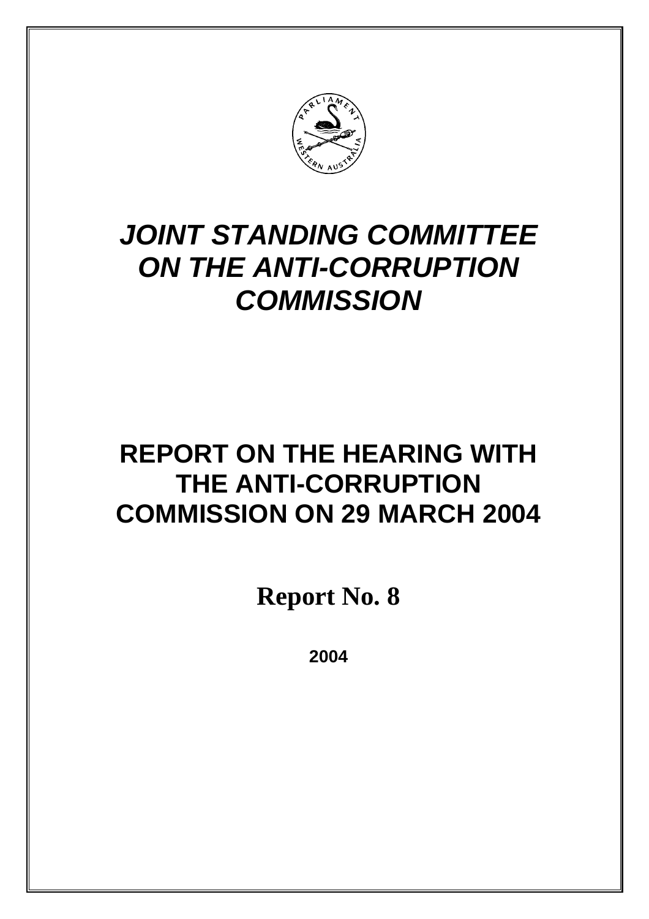# *JOINT STANDING COMMITTEE ON THE ANTI-CORRUPTION COMMISSION*

## REPORT ON THE HEARING WITH THE ANTI-CORRUPTION COMMISSION ON 29 MARCH 2004

**Report No. 8**

**2004**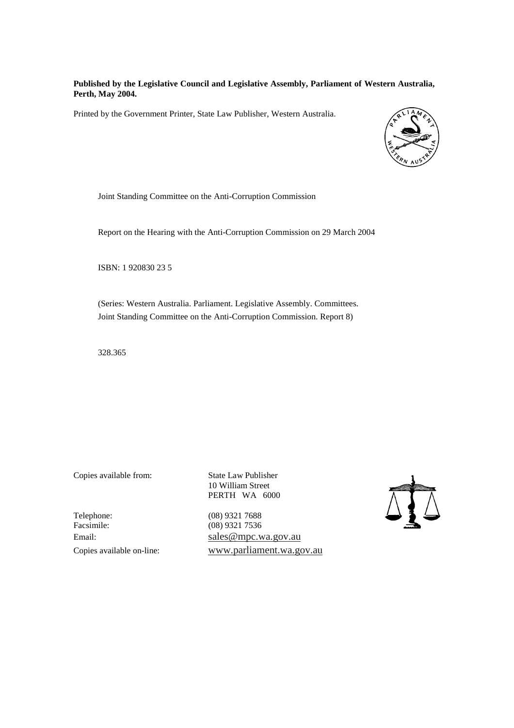**Published by the Legislative Council and Legislative Assembly, Parliament of Western Australia, Perth, May 2004.**

Printed by the Government Printer, State Law Publisher, Western Australia.

Joint Standing Committee on the Anti-Corruption Commission

Report on the Hearing with the Anti-Corruption Commission on 29 March 2004

ISBN: 1 920830 23 5

(Series: Western Australia. Parliament. Legislative Assembly. Committees. Joint Standing Committee on the Anti-Corruption Commission. Report 8)

328.365

Copies available from: State Law Publisher
10 William Street
PERTH WA 6000

Telephone: (08) 9321 7688
Facsimile: (08) 9321 7536
Email: sales@mpc.wa.gov.au
Copies available on-line: www.parliament.wa.gov.au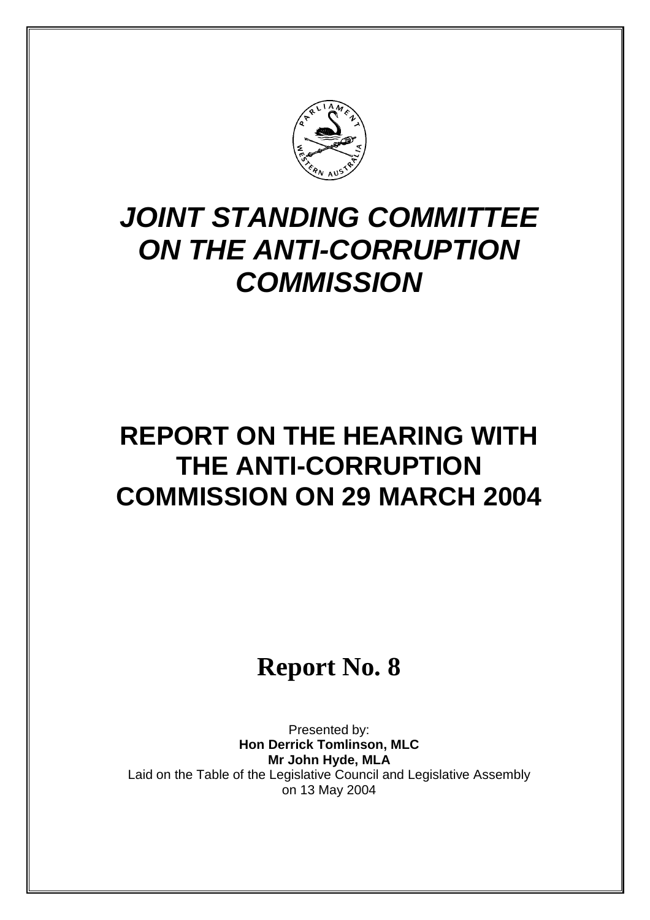# *JOINT STANDING COMMITTEE ON THE ANTI-CORRUPTION COMMISSION*

# REPORT ON THE HEARING WITH THE ANTI-CORRUPTION COMMISSION ON 29 MARCH 2004

## Report No. 8

Presented by:
**Hon Derrick Tomlinson, MLC**
**Mr John Hyde, MLA**
Laid on the Table of the Legislative Council and Legislative Assembly on 13 May 2004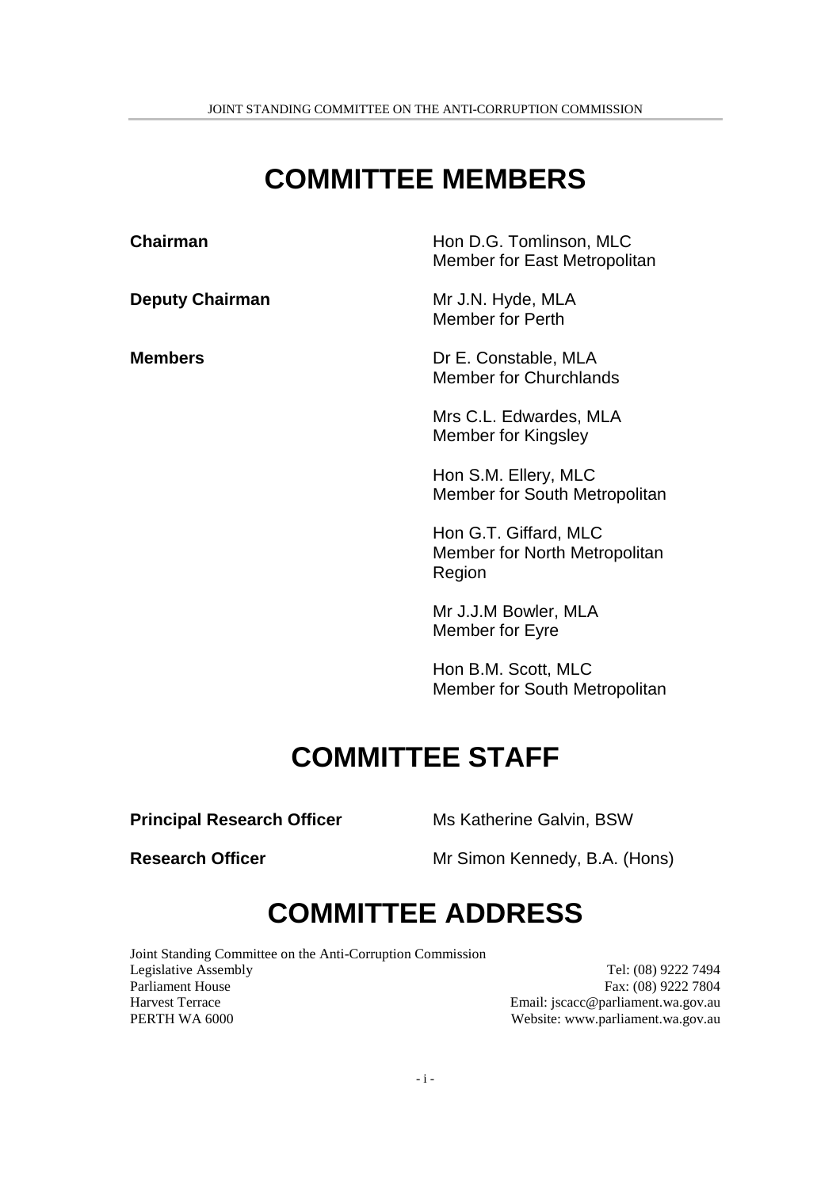# COMMITTEE MEMBERS

**Chairman** Hon D.G. Tomlinson, MLC
Member for East Metropolitan

**Deputy Chairman** Mr J.N. Hyde, MLA
Member for Perth

**Members** Dr E. Constable, MLA
Member for Churchlands

Mrs C.L. Edwardes, MLA
Member for Kingsley

Hon S.M. Ellery, MLC
Member for South Metropolitan

Hon G.T. Giffard, MLC
Member for North Metropolitan Region

Mr J.J.M Bowler, MLA
Member for Eyre

Hon B.M. Scott, MLC
Member for South Metropolitan

# COMMITTEE STAFF

**Principal Research Officer** Ms Katherine Galvin, BSW

**Research Officer** Mr Simon Kennedy, B.A. (Hons)

# COMMITTEE ADDRESS

Joint Standing Committee on the Anti-Corruption Commission
Legislative Assembly
Parliament House
Harvest Terrace
PERTH WA 6000

Tel: (08) 9222 7494
Fax: (08) 9222 7804
Email: jscacc@parliament.wa.gov.au
Website: www.parliament.wa.gov.au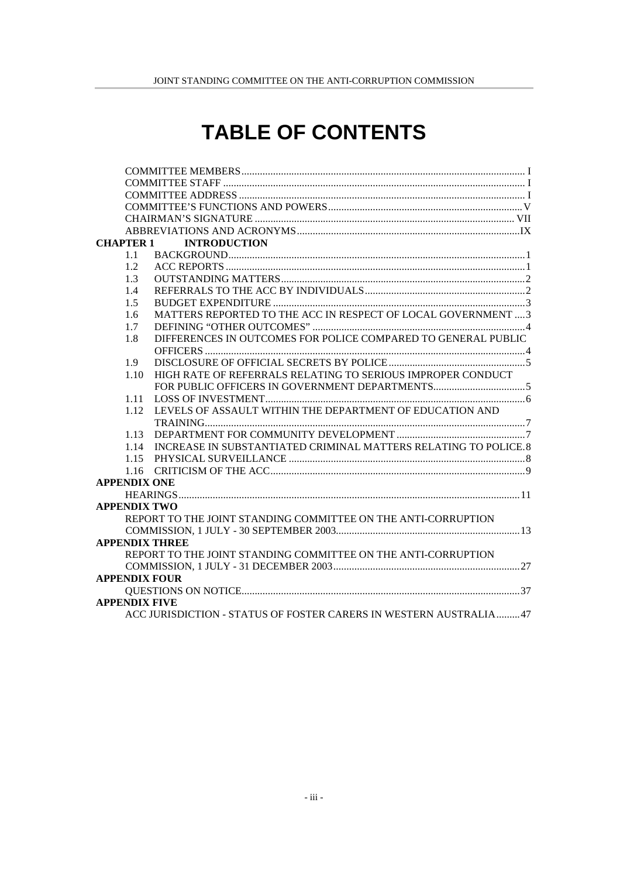# TABLE OF CONTENTS

COMMITTEE MEMBERS ........................................................................................................ I
COMMITTEE STAFF ............................................................................................................ I
COMMITTEE ADDRESS ...................................................................................................... I
COMMITTEE'S FUNCTIONS AND POWERS ........................................................................ V
CHAIRMAN'S SIGNATURE ................................................................................................ VII
ABBREVIATIONS AND ACRONYMS .................................................................................. IX

**CHAPTER 1 INTRODUCTION**

1.1 BACKGROUND ............................................................................................................ 1
1.2 ACC REPORTS ........................................................................................................... 1
1.3 OUTSTANDING MATTERS ............................................................................................. 2
1.4 REFERRALS TO THE ACC BY INDIVIDUALS ...................................................................... 2
1.5 BUDGET EXPENDITURE ................................................................................................ 3
1.6 MATTERS REPORTED TO THE ACC IN RESPECT OF LOCAL GOVERNMENT .... 3
1.7 DEFINING "OTHER OUTCOMES" .................................................................................. 4
1.8 DIFFERENCES IN OUTCOMES FOR POLICE COMPARED TO GENERAL PUBLIC OFFICERS ............................................................................................................ 4
1.9 DISCLOSURE OF OFFICIAL SECRETS BY POLICE ........................................................... 5
1.10 HIGH RATE OF REFERRALS RELATING TO SERIOUS IMPROPER CONDUCT FOR PUBLIC OFFICERS IN GOVERNMENT DEPARTMENTS ............................................. 5
1.11 LOSS OF INVESTMENT ................................................................................................ 6
1.12 LEVELS OF ASSAULT WITHIN THE DEPARTMENT OF EDUCATION AND TRAINING ............................................................................................................ 7
1.13 DEPARTMENT FOR COMMUNITY DEVELOPMENT .......................................................... 7
1.14 INCREASE IN SUBSTANTIATED CRIMINAL MATTERS RELATING TO POLICE. 8
1.15 PHYSICAL SURVEILLANCE ......................................................................................... 8
1.16 CRITICISM OF THE ACC ............................................................................................. 9

**APPENDIX ONE**

HEARINGS ................................................................................................................ 11

**APPENDIX TWO**

REPORT TO THE JOINT STANDING COMMITTEE ON THE ANTI-CORRUPTION COMMISSION, 1 JULY - 30 SEPTEMBER 2003 ................................................................. 13

**APPENDIX THREE**

REPORT TO THE JOINT STANDING COMMITTEE ON THE ANTI-CORRUPTION COMMISSION, 1 JULY - 31 DECEMBER 2003 ................................................................. 27

**APPENDIX FOUR**

QUESTIONS ON NOTICE .............................................................................................. 37

**APPENDIX FIVE**

ACC JURISDICTION - STATUS OF FOSTER CARERS IN WESTERN AUSTRALIA ......... 47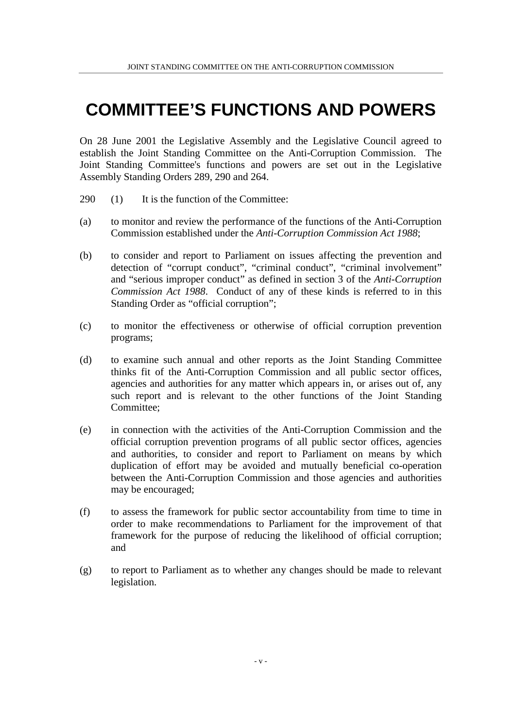# COMMITTEE'S FUNCTIONS AND POWERS

On 28 June 2001 the Legislative Assembly and the Legislative Council agreed to establish the Joint Standing Committee on the Anti-Corruption Commission. The Joint Standing Committee's functions and powers are set out in the Legislative Assembly Standing Orders 289, 290 and 264.

290 (1) It is the function of the Committee:

(a) to monitor and review the performance of the functions of the Anti-Corruption Commission established under the *Anti-Corruption Commission Act 1988*;

(b) to consider and report to Parliament on issues affecting the prevention and detection of "corrupt conduct", "criminal conduct", "criminal involvement" and "serious improper conduct" as defined in section 3 of the *Anti-Corruption Commission Act 1988*. Conduct of any of these kinds is referred to in this Standing Order as "official corruption";

(c) to monitor the effectiveness or otherwise of official corruption prevention programs;

(d) to examine such annual and other reports as the Joint Standing Committee thinks fit of the Anti-Corruption Commission and all public sector offices, agencies and authorities for any matter which appears in, or arises out of, any such report and is relevant to the other functions of the Joint Standing Committee;

(e) in connection with the activities of the Anti-Corruption Commission and the official corruption prevention programs of all public sector offices, agencies and authorities, to consider and report to Parliament on means by which duplication of effort may be avoided and mutually beneficial co-operation between the Anti-Corruption Commission and those agencies and authorities may be encouraged;

(f) to assess the framework for public sector accountability from time to time in order to make recommendations to Parliament for the improvement of that framework for the purpose of reducing the likelihood of official corruption; and

(g) to report to Parliament as to whether any changes should be made to relevant legislation.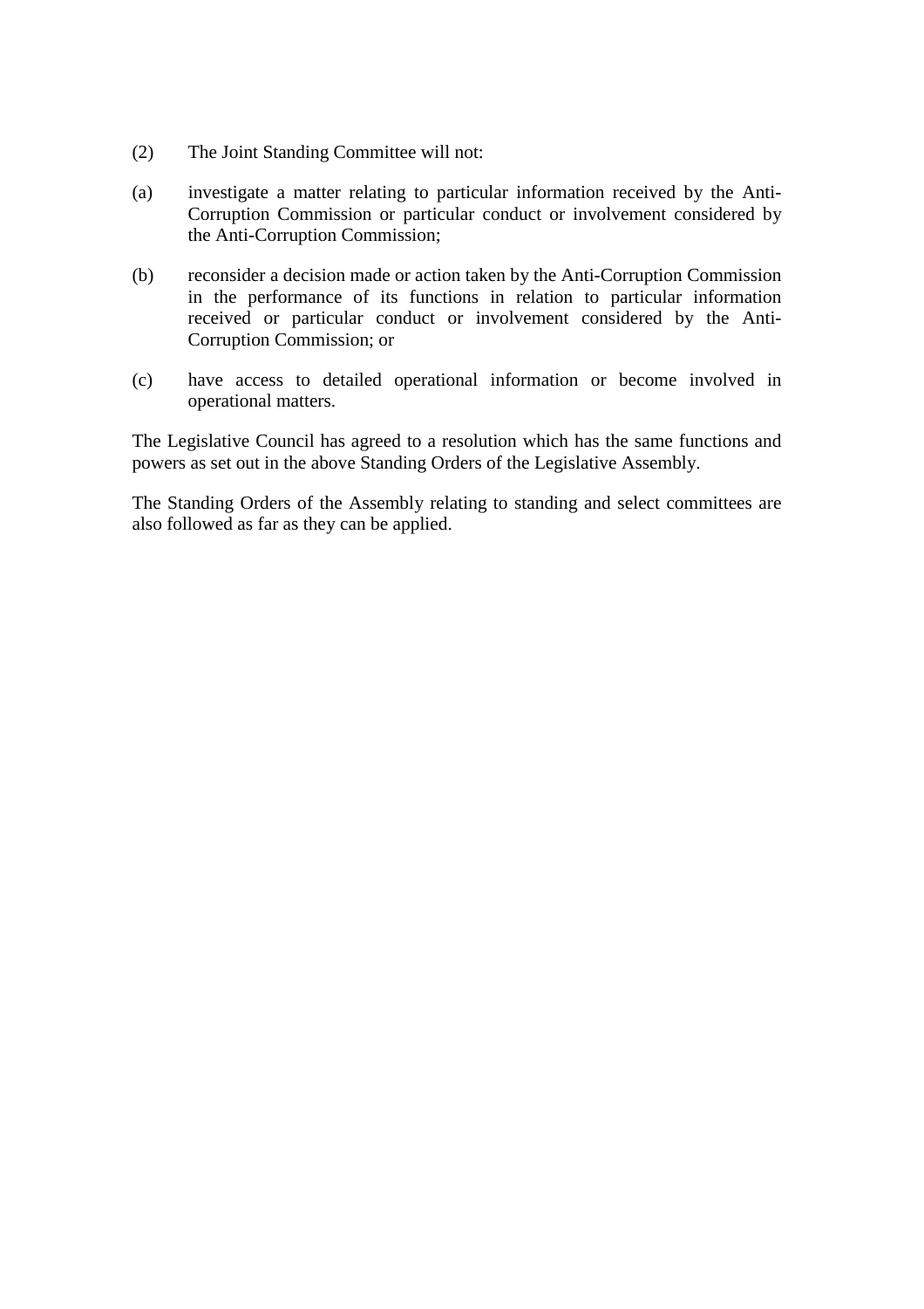(2) The Joint Standing Committee will not:

(a) investigate a matter relating to particular information received by the Anti-Corruption Commission or particular conduct or involvement considered by the Anti-Corruption Commission;

(b) reconsider a decision made or action taken by the Anti-Corruption Commission in the performance of its functions in relation to particular information received or particular conduct or involvement considered by the Anti-Corruption Commission; or

(c) have access to detailed operational information or become involved in operational matters.

The Legislative Council has agreed to a resolution which has the same functions and powers as set out in the above Standing Orders of the Legislative Assembly.

The Standing Orders of the Assembly relating to standing and select committees are also followed as far as they can be applied.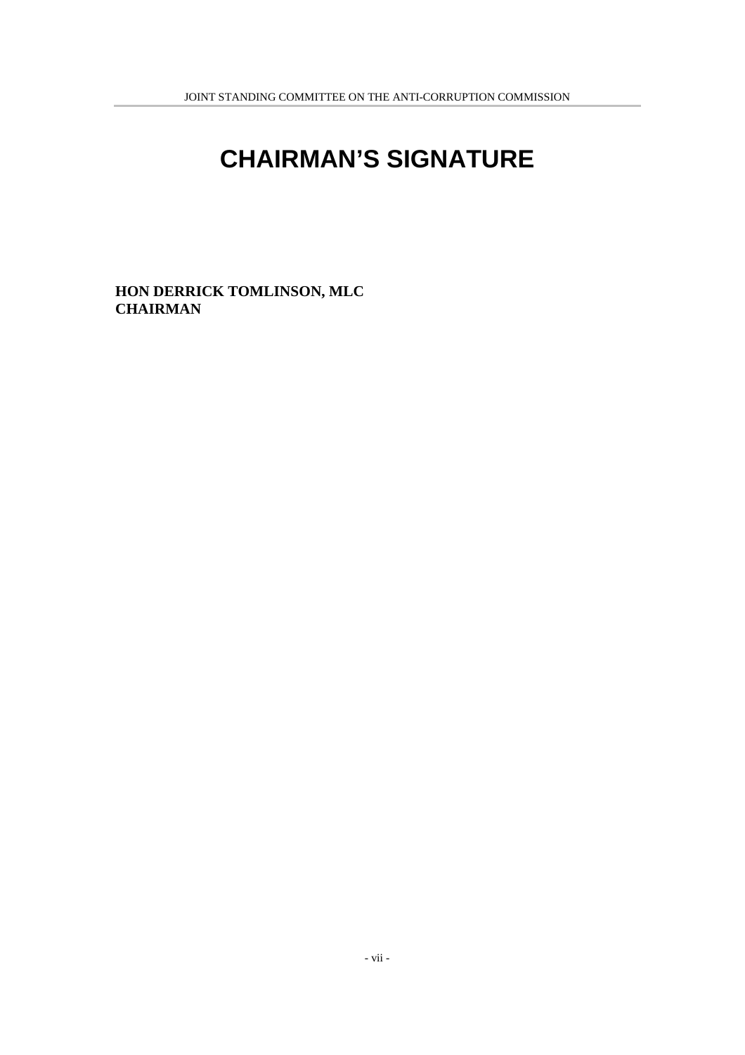# CHAIRMAN'S SIGNATURE

**HON DERRICK TOMLINSON, MLC**
**CHAIRMAN**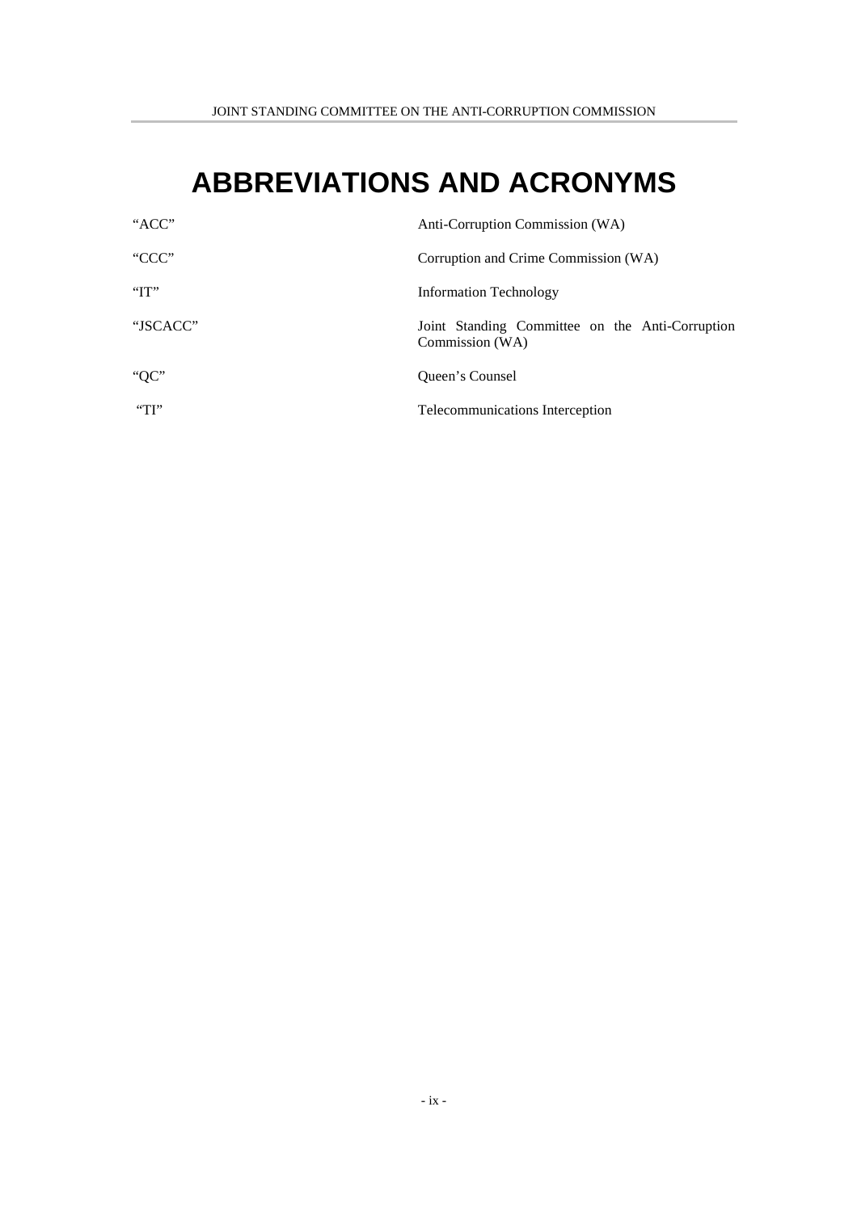# ABBREVIATIONS AND ACRONYMS

| | |
|---|---|
| "ACC" | Anti-Corruption Commission (WA) |
| "CCC" | Corruption and Crime Commission (WA) |
| "IT" | Information Technology |
| "JSCACC" | Joint Standing Committee on the Anti-Corruption Commission (WA) |
| "QC" | Queen's Counsel |
| "TI" | Telecommunications Interception |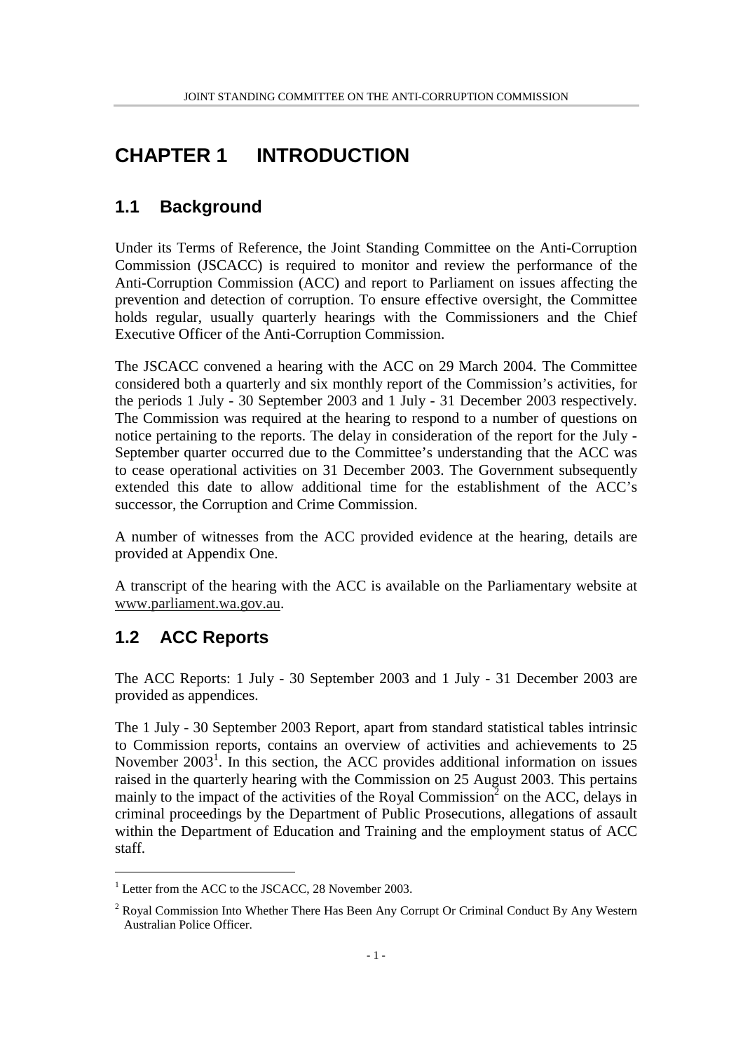# CHAPTER 1 INTRODUCTION

## 1.1 Background

Under its Terms of Reference, the Joint Standing Committee on the Anti-Corruption Commission (JSCACC) is required to monitor and review the performance of the Anti-Corruption Commission (ACC) and report to Parliament on issues affecting the prevention and detection of corruption. To ensure effective oversight, the Committee holds regular, usually quarterly hearings with the Commissioners and the Chief Executive Officer of the Anti-Corruption Commission.

The JSCACC convened a hearing with the ACC on 29 March 2004. The Committee considered both a quarterly and six monthly report of the Commission's activities, for the periods 1 July - 30 September 2003 and 1 July - 31 December 2003 respectively. The Commission was required at the hearing to respond to a number of questions on notice pertaining to the reports. The delay in consideration of the report for the July - September quarter occurred due to the Committee's understanding that the ACC was to cease operational activities on 31 December 2003. The Government subsequently extended this date to allow additional time for the establishment of the ACC's successor, the Corruption and Crime Commission.

A number of witnesses from the ACC provided evidence at the hearing, details are provided at Appendix One.

A transcript of the hearing with the ACC is available on the Parliamentary website at www.parliament.wa.gov.au.

## 1.2 ACC Reports

The ACC Reports: 1 July - 30 September 2003 and 1 July - 31 December 2003 are provided as appendices.

The 1 July - 30 September 2003 Report, apart from standard statistical tables intrinsic to Commission reports, contains an overview of activities and achievements to 25 November 2003[1]. In this section, the ACC provides additional information on issues raised in the quarterly hearing with the Commission on 25 August 2003. This pertains mainly to the impact of the activities of the Royal Commission[2] on the ACC, delays in criminal proceedings by the Department of Public Prosecutions, allegations of assault within the Department of Education and Training and the employment status of ACC staff.

---

[1] Letter from the ACC to the JSCACC, 28 November 2003.

[2] Royal Commission Into Whether There Has Been Any Corrupt Or Criminal Conduct By Any Western Australian Police Officer.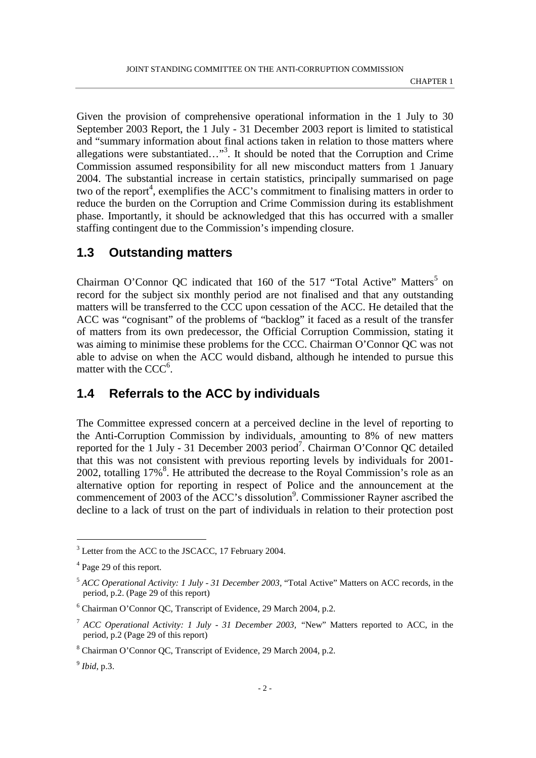Given the provision of comprehensive operational information in the 1 July to 30 September 2003 Report, the 1 July - 31 December 2003 report is limited to statistical and "summary information about final actions taken in relation to those matters where allegations were substantiated…"[3]. It should be noted that the Corruption and Crime Commission assumed responsibility for all new misconduct matters from 1 January 2004. The substantial increase in certain statistics, principally summarised on page two of the report[4], exemplifies the ACC's commitment to finalising matters in order to reduce the burden on the Corruption and Crime Commission during its establishment phase. Importantly, it should be acknowledged that this has occurred with a smaller staffing contingent due to the Commission's impending closure.

## 1.3 Outstanding matters

Chairman O'Connor QC indicated that 160 of the 517 "Total Active" Matters[5] on record for the subject six monthly period are not finalised and that any outstanding matters will be transferred to the CCC upon cessation of the ACC. He detailed that the ACC was "cognisant" of the problems of "backlog" it faced as a result of the transfer of matters from its own predecessor, the Official Corruption Commission, stating it was aiming to minimise these problems for the CCC. Chairman O'Connor QC was not able to advise on when the ACC would disband, although he intended to pursue this matter with the CCC[6].

## 1.4 Referrals to the ACC by individuals

The Committee expressed concern at a perceived decline in the level of reporting to the Anti-Corruption Commission by individuals, amounting to 8% of new matters reported for the 1 July - 31 December 2003 period[7]. Chairman O'Connor QC detailed that this was not consistent with previous reporting levels by individuals for 2001-2002, totalling 17%[8]. He attributed the decrease to the Royal Commission's role as an alternative option for reporting in respect of Police and the announcement at the commencement of 2003 of the ACC's dissolution[9]. Commissioner Rayner ascribed the decline to a lack of trust on the part of individuals in relation to their protection post

---

[3] Letter from the ACC to the JSCACC, 17 February 2004.

[4] Page 29 of this report.

[5] *ACC Operational Activity: 1 July - 31 December 2003*, "Total Active" Matters on ACC records, in the period, p.2. (Page 29 of this report)

[6] Chairman O'Connor QC, Transcript of Evidence, 29 March 2004, p.2.

[7] *ACC Operational Activity: 1 July - 31 December 2003*, "New" Matters reported to ACC, in the period, p.2 (Page 29 of this report)

[8] Chairman O'Connor QC, Transcript of Evidence, 29 March 2004, p.2.

[9] *Ibid*, p.3.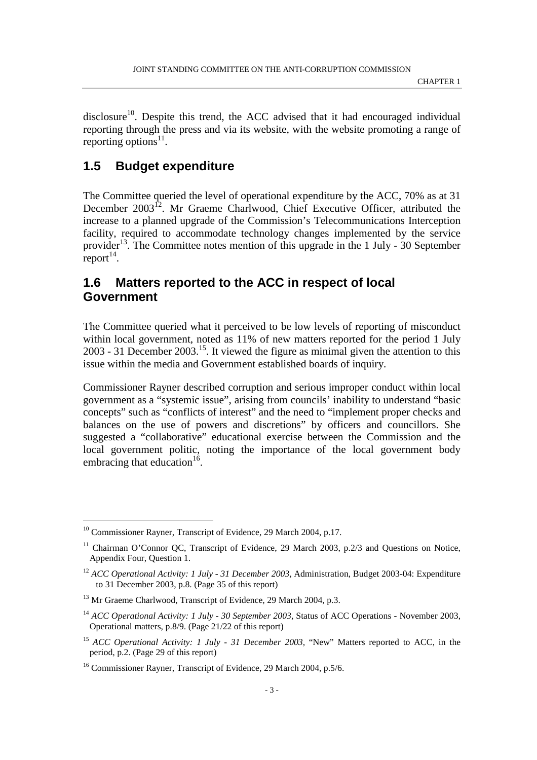disclosure[10]. Despite this trend, the ACC advised that it had encouraged individual reporting through the press and via its website, with the website promoting a range of reporting options[11].

## 1.5 Budget expenditure

The Committee queried the level of operational expenditure by the ACC, 70% as at 31 December 2003[12]. Mr Graeme Charlwood, Chief Executive Officer, attributed the increase to a planned upgrade of the Commission's Telecommunications Interception facility, required to accommodate technology changes implemented by the service provider[13]. The Committee notes mention of this upgrade in the 1 July - 30 September report[14].

## 1.6 Matters reported to the ACC in respect of local Government

The Committee queried what it perceived to be low levels of reporting of misconduct within local government, noted as 11% of new matters reported for the period 1 July 2003 - 31 December 2003.[15]. It viewed the figure as minimal given the attention to this issue within the media and Government established boards of inquiry.

Commissioner Rayner described corruption and serious improper conduct within local government as a "systemic issue", arising from councils' inability to understand "basic concepts" such as "conflicts of interest" and the need to "implement proper checks and balances on the use of powers and discretions" by officers and councillors. She suggested a "collaborative" educational exercise between the Commission and the local government politic, noting the importance of the local government body embracing that education[16].

---

[10] Commissioner Rayner, Transcript of Evidence, 29 March 2004, p.17.

[11] Chairman O'Connor QC, Transcript of Evidence, 29 March 2003, p.2/3 and Questions on Notice, Appendix Four, Question 1.

[12] *ACC Operational Activity: 1 July - 31 December 2003,* Administration, Budget 2003-04: Expenditure to 31 December 2003, p.8. (Page 35 of this report)

[13] Mr Graeme Charlwood, Transcript of Evidence, 29 March 2004, p.3.

[14] *ACC Operational Activity: 1 July - 30 September 2003,* Status of ACC Operations - November 2003, Operational matters, p.8/9. (Page 21/22 of this report)

[15] *ACC Operational Activity: 1 July - 31 December 2003,* "New" Matters reported to ACC, in the period, p.2. (Page 29 of this report)

[16] Commissioner Rayner, Transcript of Evidence, 29 March 2004, p.5/6.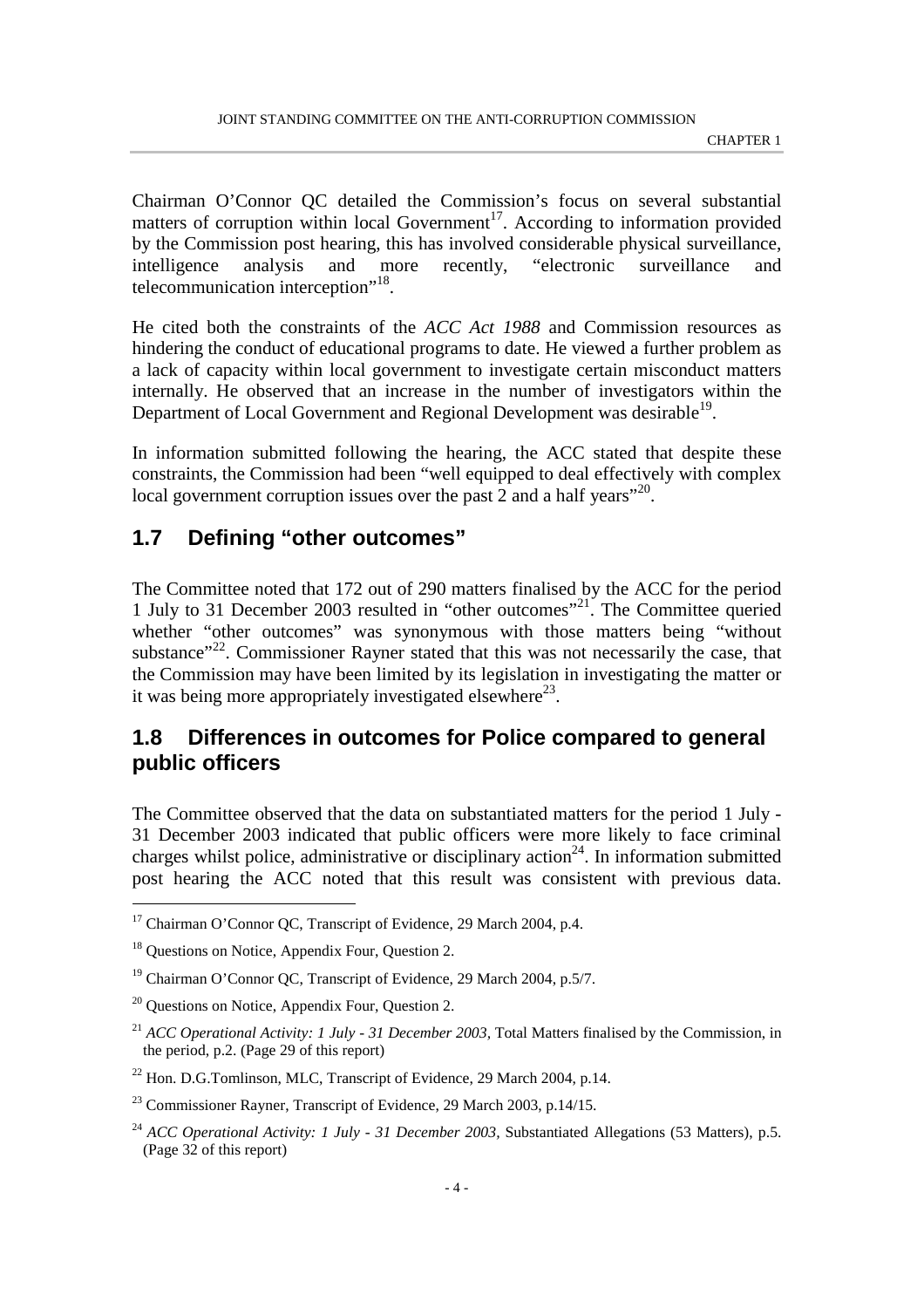Chairman O'Connor QC detailed the Commission's focus on several substantial matters of corruption within local Government[17]. According to information provided by the Commission post hearing, this has involved considerable physical surveillance, intelligence analysis and more recently, "electronic surveillance and telecommunication interception"[18].

He cited both the constraints of the *ACC Act 1988* and Commission resources as hindering the conduct of educational programs to date. He viewed a further problem as a lack of capacity within local government to investigate certain misconduct matters internally. He observed that an increase in the number of investigators within the Department of Local Government and Regional Development was desirable[19].

In information submitted following the hearing, the ACC stated that despite these constraints, the Commission had been "well equipped to deal effectively with complex local government corruption issues over the past 2 and a half years"[20].

## 1.7 Defining "other outcomes"

The Committee noted that 172 out of 290 matters finalised by the ACC for the period 1 July to 31 December 2003 resulted in "other outcomes"[21]. The Committee queried whether "other outcomes" was synonymous with those matters being "without substance"[22]. Commissioner Rayner stated that this was not necessarily the case, that the Commission may have been limited by its legislation in investigating the matter or it was being more appropriately investigated elsewhere[23].

## 1.8 Differences in outcomes for Police compared to general public officers

The Committee observed that the data on substantiated matters for the period 1 July - 31 December 2003 indicated that public officers were more likely to face criminal charges whilst police, administrative or disciplinary action[24]. In information submitted post hearing the ACC noted that this result was consistent with previous data.

---

[17] Chairman O'Connor QC, Transcript of Evidence, 29 March 2004, p.4.

[18] Questions on Notice, Appendix Four, Question 2.

[19] Chairman O'Connor QC, Transcript of Evidence, 29 March 2004, p.5/7.

[20] Questions on Notice, Appendix Four, Question 2.

[21] *ACC Operational Activity: 1 July - 31 December 2003,* Total Matters finalised by the Commission, in the period, p.2. (Page 29 of this report)

[22] Hon. D.G.Tomlinson, MLC, Transcript of Evidence, 29 March 2004, p.14.

[23] Commissioner Rayner, Transcript of Evidence, 29 March 2003, p.14/15.

[24] *ACC Operational Activity: 1 July - 31 December 2003,* Substantiated Allegations (53 Matters), p.5. (Page 32 of this report)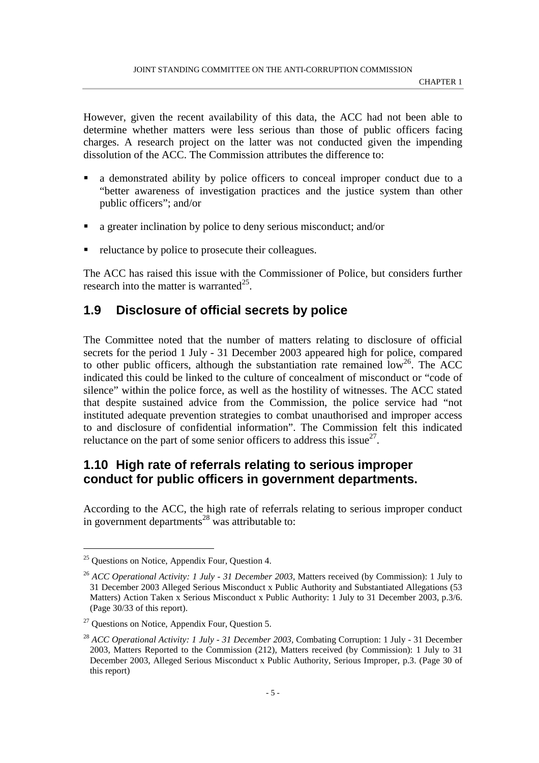However, given the recent availability of this data, the ACC had not been able to determine whether matters were less serious than those of public officers facing charges. A research project on the latter was not conducted given the impending dissolution of the ACC. The Commission attributes the difference to:

- a demonstrated ability by police officers to conceal improper conduct due to a "better awareness of investigation practices and the justice system than other public officers"; and/or
- a greater inclination by police to deny serious misconduct; and/or
- reluctance by police to prosecute their colleagues.

The ACC has raised this issue with the Commissioner of Police, but considers further research into the matter is warranted[25].

## 1.9 Disclosure of official secrets by police

The Committee noted that the number of matters relating to disclosure of official secrets for the period 1 July - 31 December 2003 appeared high for police, compared to other public officers, although the substantiation rate remained low[26]. The ACC indicated this could be linked to the culture of concealment of misconduct or "code of silence" within the police force, as well as the hostility of witnesses. The ACC stated that despite sustained advice from the Commission, the police service had "not instituted adequate prevention strategies to combat unauthorised and improper access to and disclosure of confidential information". The Commission felt this indicated reluctance on the part of some senior officers to address this issue[27].

## 1.10 High rate of referrals relating to serious improper conduct for public officers in government departments.

According to the ACC, the high rate of referrals relating to serious improper conduct in government departments[28] was attributable to:

---

[25] Questions on Notice, Appendix Four, Question 4.

[26] *ACC Operational Activity: 1 July - 31 December 2003*, Matters received (by Commission): 1 July to 31 December 2003 Alleged Serious Misconduct x Public Authority and Substantiated Allegations (53 Matters) Action Taken x Serious Misconduct x Public Authority: 1 July to 31 December 2003, p.3/6. (Page 30/33 of this report).

[27] Questions on Notice, Appendix Four, Question 5.

[28] *ACC Operational Activity: 1 July - 31 December 2003*, Combating Corruption: 1 July - 31 December 2003, Matters Reported to the Commission (212), Matters received (by Commission): 1 July to 31 December 2003, Alleged Serious Misconduct x Public Authority, Serious Improper, p.3. (Page 30 of this report)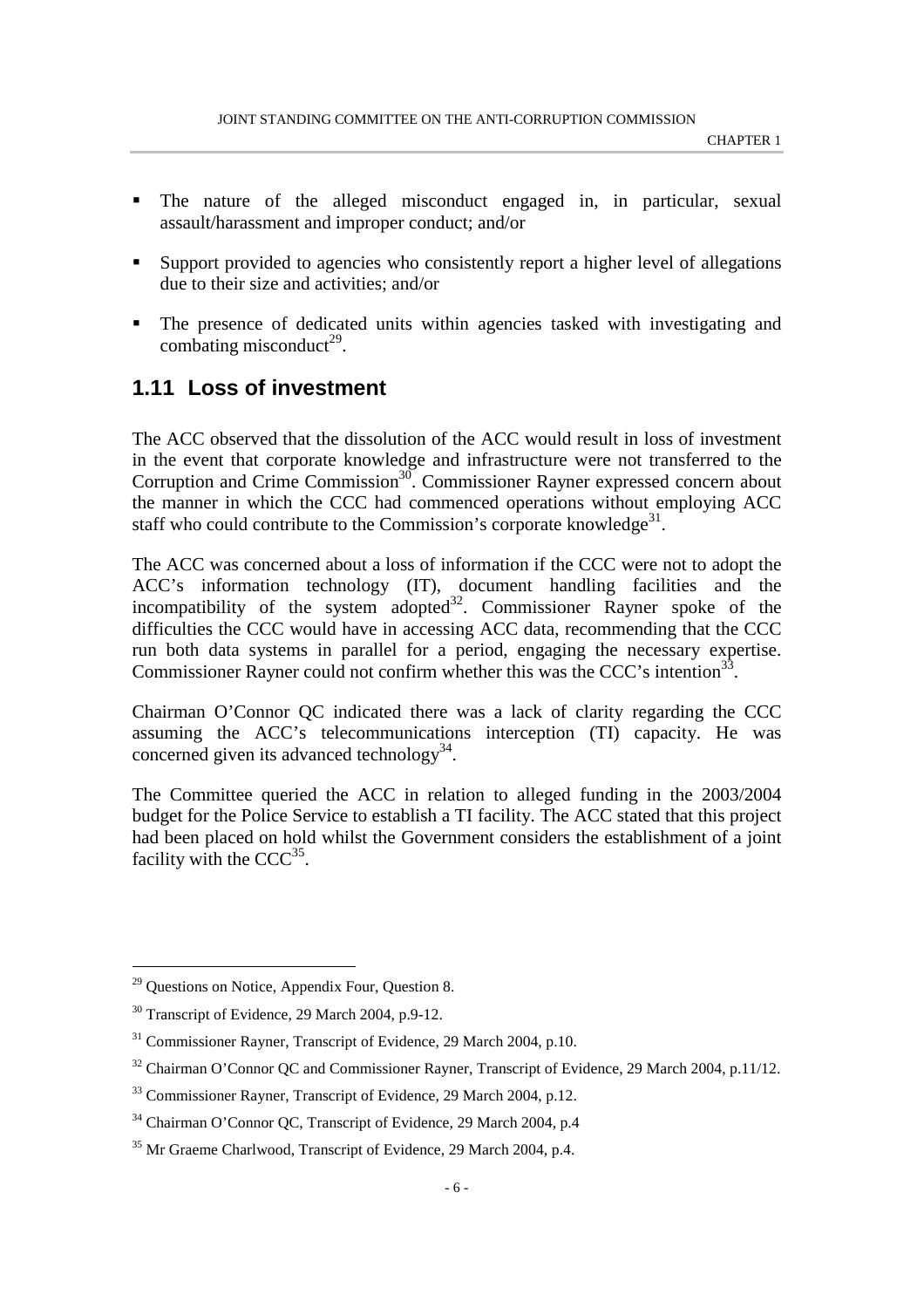- The nature of the alleged misconduct engaged in, in particular, sexual assault/harassment and improper conduct; and/or
- Support provided to agencies who consistently report a higher level of allegations due to their size and activities; and/or
- The presence of dedicated units within agencies tasked with investigating and combating misconduct[29].

## 1.11 Loss of investment

The ACC observed that the dissolution of the ACC would result in loss of investment in the event that corporate knowledge and infrastructure were not transferred to the Corruption and Crime Commission[30]. Commissioner Rayner expressed concern about the manner in which the CCC had commenced operations without employing ACC staff who could contribute to the Commission's corporate knowledge[31].

The ACC was concerned about a loss of information if the CCC were not to adopt the ACC's information technology (IT), document handling facilities and the incompatibility of the system adopted[32]. Commissioner Rayner spoke of the difficulties the CCC would have in accessing ACC data, recommending that the CCC run both data systems in parallel for a period, engaging the necessary expertise. Commissioner Rayner could not confirm whether this was the CCC's intention[33].

Chairman O'Connor QC indicated there was a lack of clarity regarding the CCC assuming the ACC's telecommunications interception (TI) capacity. He was concerned given its advanced technology[34].

The Committee queried the ACC in relation to alleged funding in the 2003/2004 budget for the Police Service to establish a TI facility. The ACC stated that this project had been placed on hold whilst the Government considers the establishment of a joint facility with the CCC[35].

---

[29] Questions on Notice, Appendix Four, Question 8.

[30] Transcript of Evidence, 29 March 2004, p.9-12.

[31] Commissioner Rayner, Transcript of Evidence, 29 March 2004, p.10.

[32] Chairman O'Connor QC and Commissioner Rayner, Transcript of Evidence, 29 March 2004, p.11/12.

[33] Commissioner Rayner, Transcript of Evidence, 29 March 2004, p.12.

[34] Chairman O'Connor QC, Transcript of Evidence, 29 March 2004, p.4

[35] Mr Graeme Charlwood, Transcript of Evidence, 29 March 2004, p.4.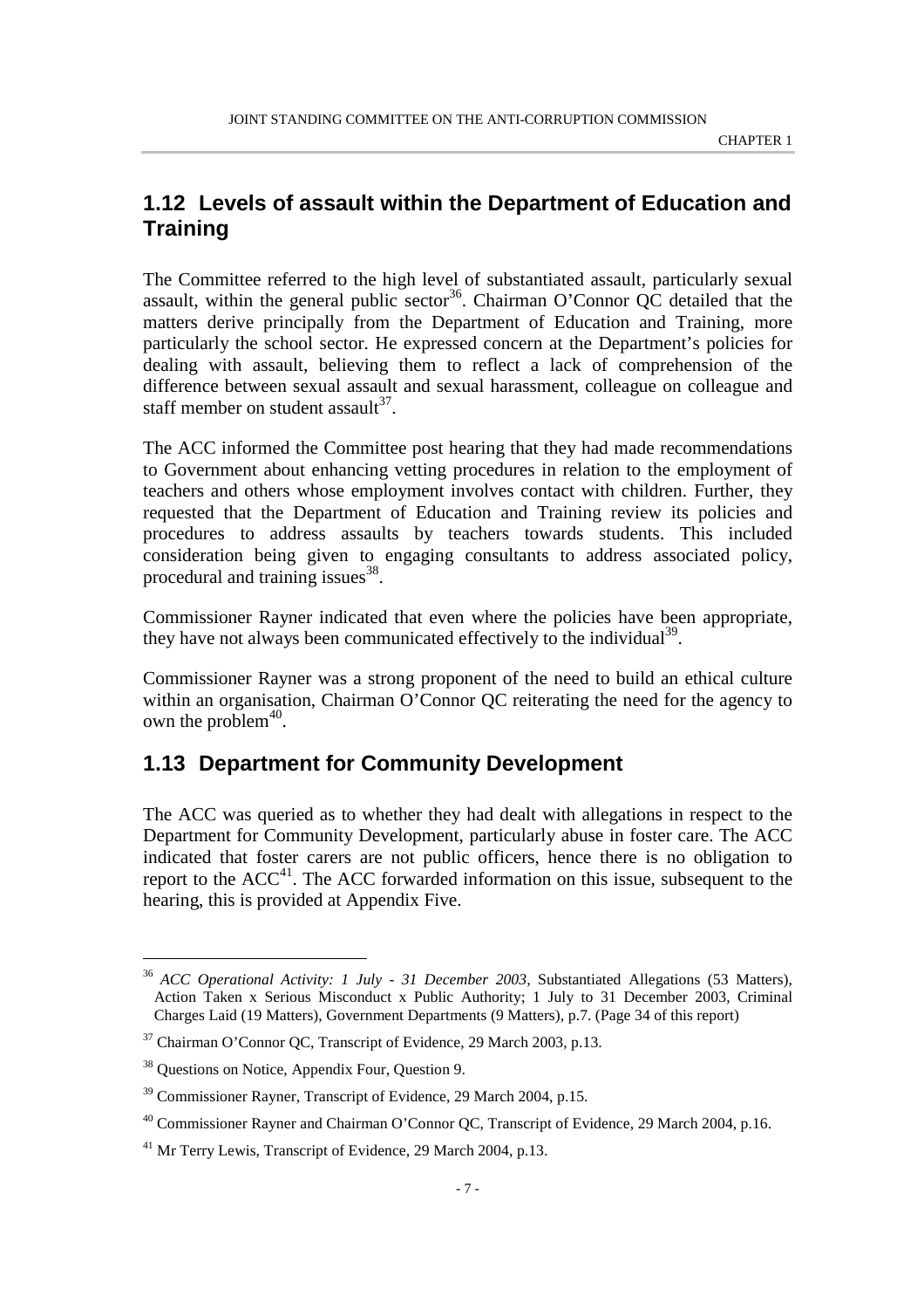## 1.12 Levels of assault within the Department of Education and Training

The Committee referred to the high level of substantiated assault, particularly sexual assault, within the general public sector[36]. Chairman O'Connor QC detailed that the matters derive principally from the Department of Education and Training, more particularly the school sector. He expressed concern at the Department's policies for dealing with assault, believing them to reflect a lack of comprehension of the difference between sexual assault and sexual harassment, colleague on colleague and staff member on student assault[37].

The ACC informed the Committee post hearing that they had made recommendations to Government about enhancing vetting procedures in relation to the employment of teachers and others whose employment involves contact with children. Further, they requested that the Department of Education and Training review its policies and procedures to address assaults by teachers towards students. This included consideration being given to engaging consultants to address associated policy, procedural and training issues[38].

Commissioner Rayner indicated that even where the policies have been appropriate, they have not always been communicated effectively to the individual[39].

Commissioner Rayner was a strong proponent of the need to build an ethical culture within an organisation, Chairman O'Connor QC reiterating the need for the agency to own the problem[40].

## 1.13 Department for Community Development

The ACC was queried as to whether they had dealt with allegations in respect to the Department for Community Development, particularly abuse in foster care. The ACC indicated that foster carers are not public officers, hence there is no obligation to report to the ACC[41]. The ACC forwarded information on this issue, subsequent to the hearing, this is provided at Appendix Five.

---

[36] *ACC Operational Activity: 1 July - 31 December 2003*, Substantiated Allegations (53 Matters), Action Taken x Serious Misconduct x Public Authority; 1 July to 31 December 2003, Criminal Charges Laid (19 Matters), Government Departments (9 Matters), p.7. (Page 34 of this report)

[37] Chairman O'Connor QC, Transcript of Evidence, 29 March 2003, p.13.

[38] Questions on Notice, Appendix Four, Question 9.

[39] Commissioner Rayner, Transcript of Evidence, 29 March 2004, p.15.

[40] Commissioner Rayner and Chairman O'Connor QC, Transcript of Evidence, 29 March 2004, p.16.

[41] Mr Terry Lewis, Transcript of Evidence, 29 March 2004, p.13.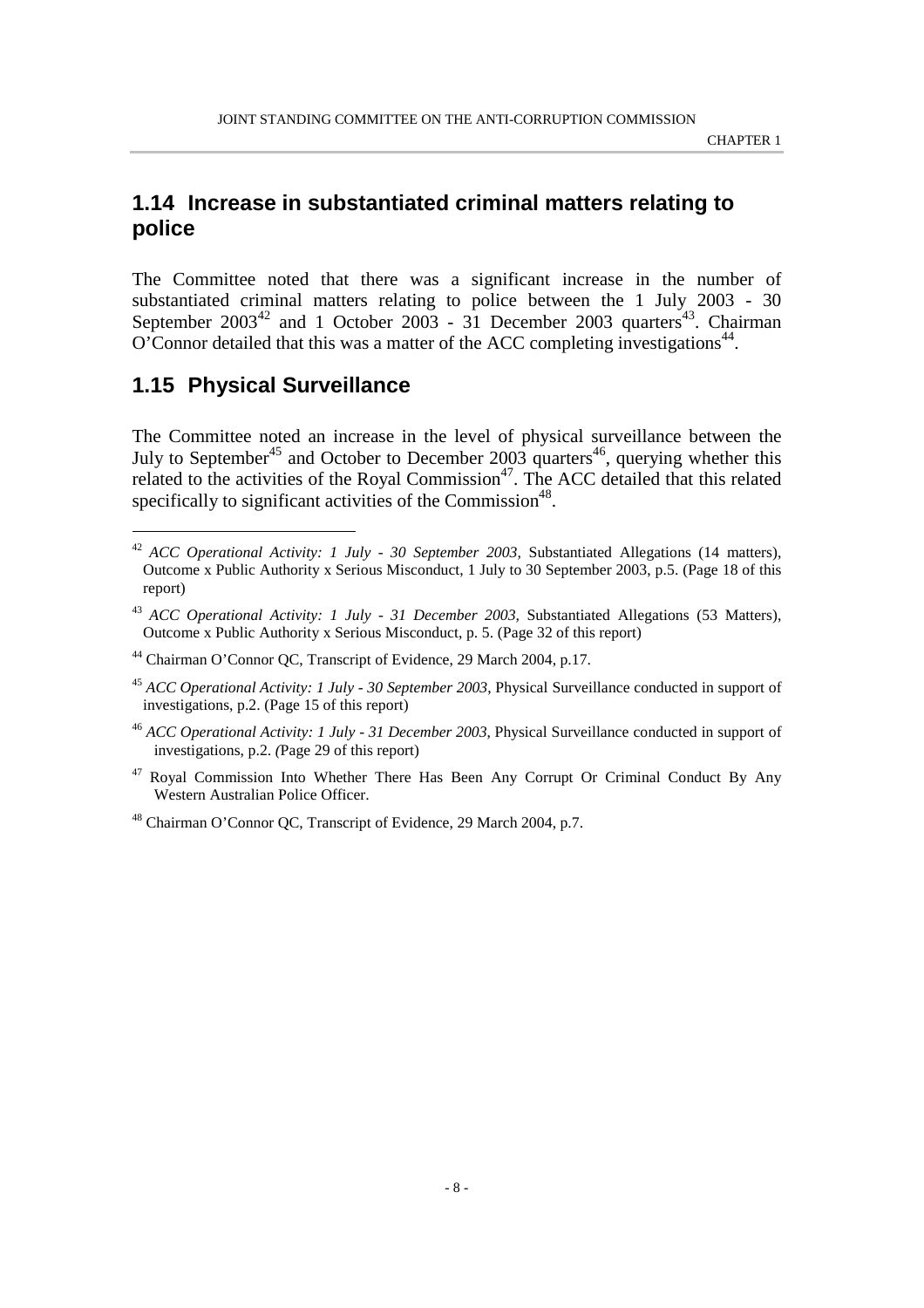## 1.14 Increase in substantiated criminal matters relating to police

The Committee noted that there was a significant increase in the number of substantiated criminal matters relating to police between the 1 July 2003 - 30 September 2003[42] and 1 October 2003 - 31 December 2003 quarters[43]. Chairman O'Connor detailed that this was a matter of the ACC completing investigations[44].

## 1.15 Physical Surveillance

The Committee noted an increase in the level of physical surveillance between the July to September[45] and October to December 2003 quarters[46], querying whether this related to the activities of the Royal Commission[47]. The ACC detailed that this related specifically to significant activities of the Commission[48].

---

[42] *ACC Operational Activity: 1 July - 30 September 2003*, Substantiated Allegations (14 matters), Outcome x Public Authority x Serious Misconduct, 1 July to 30 September 2003, p.5. (Page 18 of this report)

[43] *ACC Operational Activity: 1 July - 31 December 2003*, Substantiated Allegations (53 Matters), Outcome x Public Authority x Serious Misconduct, p. 5. (Page 32 of this report)

[44] Chairman O'Connor QC, Transcript of Evidence, 29 March 2004, p.17.

[45] *ACC Operational Activity: 1 July - 30 September 2003*, Physical Surveillance conducted in support of investigations, p.2. (Page 15 of this report)

[46] *ACC Operational Activity: 1 July - 31 December 2003*, Physical Surveillance conducted in support of investigations, p.2. (Page 29 of this report)

[47] Royal Commission Into Whether There Has Been Any Corrupt Or Criminal Conduct By Any Western Australian Police Officer.

[48] Chairman O'Connor QC, Transcript of Evidence, 29 March 2004, p.7.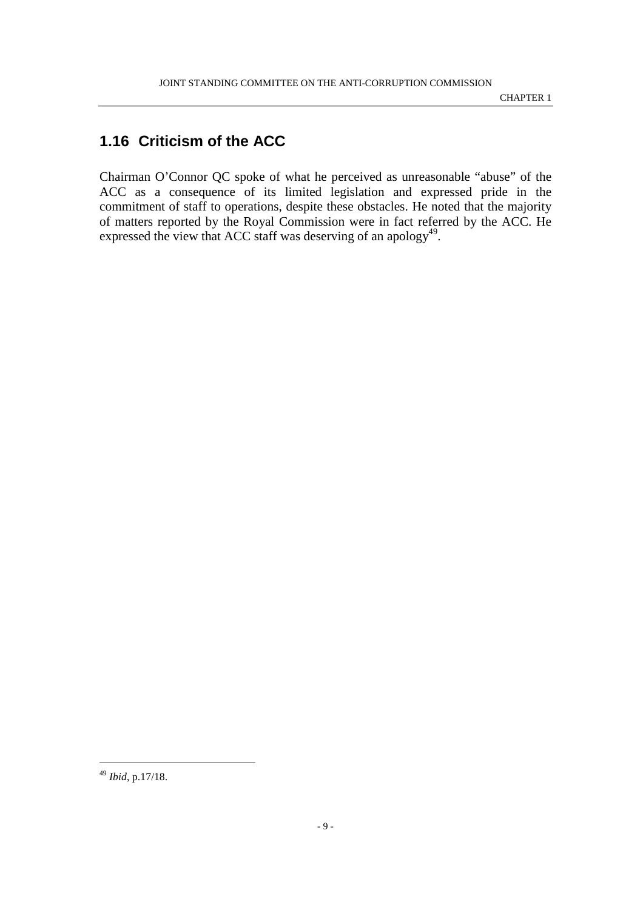## 1.16 Criticism of the ACC

Chairman O'Connor QC spoke of what he perceived as unreasonable "abuse" of the ACC as a consequence of its limited legislation and expressed pride in the commitment of staff to operations, despite these obstacles. He noted that the majority of matters reported by the Royal Commission were in fact referred by the ACC. He expressed the view that ACC staff was deserving of an apology[49].

---

[49] *Ibid*, p.17/18.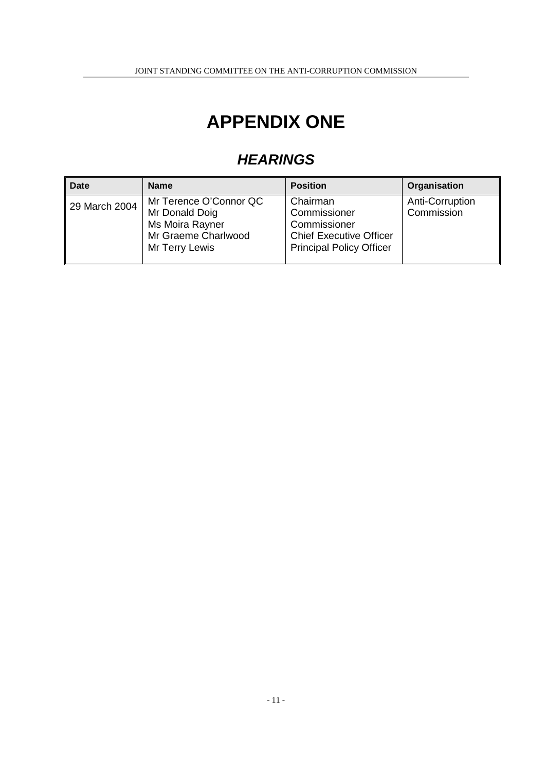# APPENDIX ONE

## *HEARINGS*

| Date | Name | Position | Organisation |
|---|---|---|---|
| 29 March 2004 | Mr Terence O'Connor QC<br>Mr Donald Doig<br>Ms Moira Rayner<br>Mr Graeme Charlwood<br>Mr Terry Lewis | Chairman<br>Commissioner<br>Commissioner<br>Chief Executive Officer<br>Principal Policy Officer | Anti-Corruption Commission |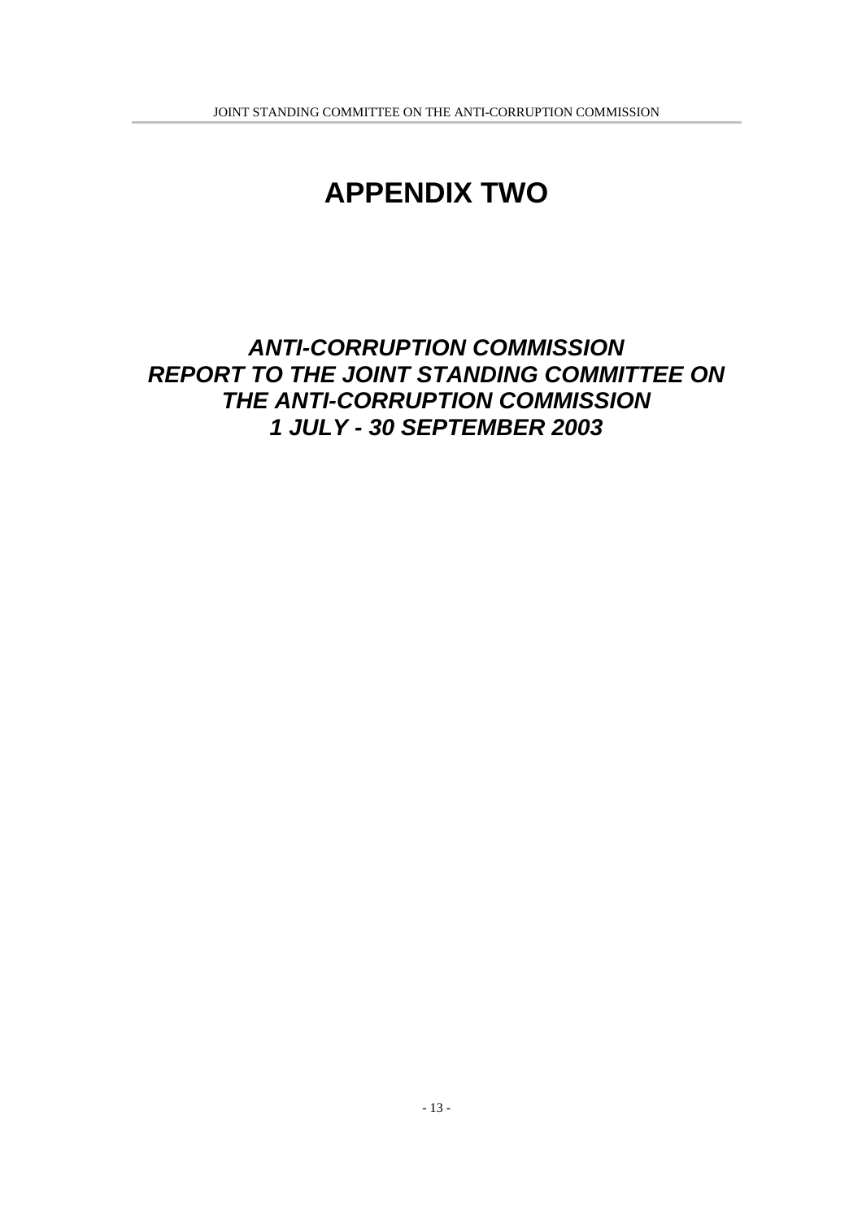# APPENDIX TWO

## *ANTI-CORRUPTION COMMISSION*
## *REPORT TO THE JOINT STANDING COMMITTEE ON THE ANTI-CORRUPTION COMMISSION*
## *1 JULY - 30 SEPTEMBER 2003*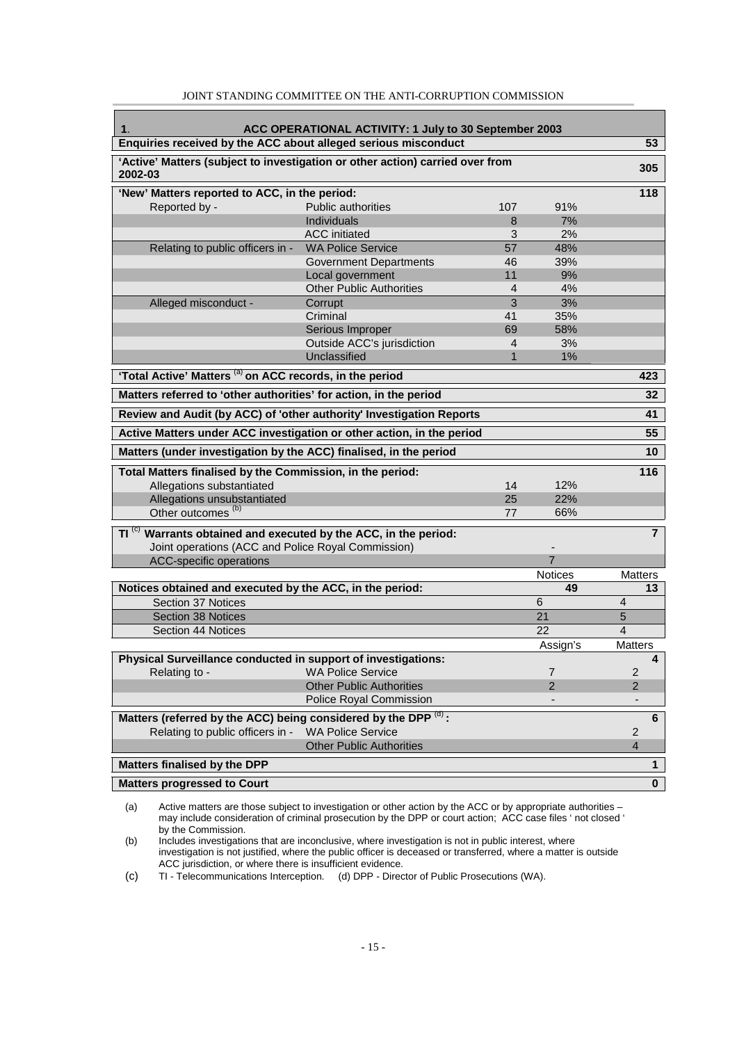| 1. ACC OPERATIONAL ACTIVITY: 1 July to 30 September 2003 | | | | |
|---|---|---|---|---|
| **Enquiries received by the ACC about alleged serious misconduct** | | | | **53** |
| **'Active' Matters (subject to investigation or other action) carried over from 2002-03** | | | | **305** |
| **'New' Matters reported to ACC, in the period:** | | | | **118** |
| Reported by - | Public authorities | 107 | 91% | |
| | Individuals | 8 | 7% | |
| | ACC initiated | 3 | 2% | |
| Relating to public officers in - | WA Police Service | 57 | 48% | |
| | Government Departments | 46 | 39% | |
| | Local government | 11 | 9% | |
| | Other Public Authorities | 4 | 4% | |
| Alleged misconduct - | Corrupt | 3 | 3% | |
| | Criminal | 41 | 35% | |
| | Serious Improper | 69 | 58% | |
| | Outside ACC's jurisdiction | 4 | 3% | |
| | Unclassified | 1 | 1% | |
| **'Total Active' Matters [(a)] on ACC records, in the period** | | | | **423** |
| **Matters referred to 'other authorities' for action, in the period** | | | | **32** |
| **Review and Audit (by ACC) of 'other authority' Investigation Reports** | | | | **41** |
| **Active Matters under ACC investigation or other action, in the period** | | | | **55** |
| **Matters (under investigation by the ACC) finalised, in the period** | | | | **10** |
| **Total Matters finalised by the Commission, in the period:** | | | | **116** |
| Allegations substantiated | | 14 | 12% | |
| Allegations unsubstantiated | | 25 | 22% | |
| Other outcomes [(b)] | | 77 | 66% | |
| **TI [(c)] Warrants obtained and executed by the ACC, in the period:** | | | | **7** |
| Joint operations (ACC and Police Royal Commission) | | | - | |
| ACC-specific operations | | | 7 | |
| | | | Notices | Matters |
| **Notices obtained and executed by the ACC, in the period:** | | | **49** | **13** |
| Section 37 Notices | | | 6 | 4 |
| Section 38 Notices | | | 21 | 5 |
| Section 44 Notices | | | 22 | 4 |
| | | | Assign's | Matters |
| **Physical Surveillance conducted in support of investigations:** | | | | **4** |
| Relating to - | WA Police Service | | 7 | 2 |
| | Other Public Authorities | | 2 | 2 |
| | Police Royal Commission | | - | - |
| **Matters (referred by the ACC) being considered by the DPP [(d)]:** | | | | **6** |
| Relating to public officers in - | WA Police Service | | | 2 |
| | Other Public Authorities | | | 4 |
| **Matters finalised by the DPP** | | | | **1** |
| **Matters progressed to Court** | | | | **0** |

(a) Active matters are those subject to investigation or other action by the ACC or by appropriate authorities – may include consideration of criminal prosecution by the DPP or court action; ACC case files ' not closed ' by the Commission.

(b) Includes investigations that are inconclusive, where investigation is not in public interest, where investigation is not justified, where the public officer is deceased or transferred, where a matter is outside ACC jurisdiction, or where there is insufficient evidence.

(c) TI - Telecommunications Interception. (d) DPP - Director of Public Prosecutions (WA).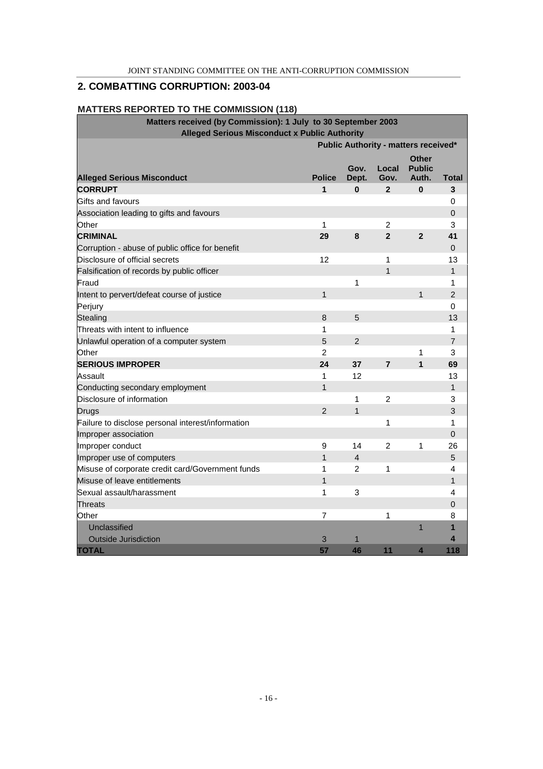## 2. COMBATTING CORRUPTION: 2003-04

### MATTERS REPORTED TO THE COMMISSION (118)

| Matters received (by Commission): 1 July to 30 September 2003 Alleged Serious Misconduct x Public Authority | | | | | |
|---|---|---|---|---|---|
| | Public Authority - matters received* | | | | |
| **Alleged Serious Misconduct** | **Police** | **Gov. Dept.** | **Local Gov.** | **Other Public Auth.** | **Total** |
| **CORRUPT** | **1** | **0** | **2** | **0** | **3** |
| Gifts and favours | | | | | 0 |
| Association leading to gifts and favours | | | | | 0 |
| Other | 1 | | 2 | | 3 |
| **CRIMINAL** | **29** | **8** | **2** | **2** | **41** |
| Corruption - abuse of public office for benefit | | | | | 0 |
| Disclosure of official secrets | 12 | | 1 | | 13 |
| Falsification of records by public officer | | | 1 | | 1 |
| Fraud | | 1 | | | 1 |
| Intent to pervert/defeat course of justice | 1 | | | 1 | 2 |
| Perjury | | | | | 0 |
| Stealing | 8 | 5 | | | 13 |
| Threats with intent to influence | 1 | | | | 1 |
| Unlawful operation of a computer system | 5 | 2 | | | 7 |
| Other | 2 | | | 1 | 3 |
| **SERIOUS IMPROPER** | **24** | **37** | **7** | **1** | **69** |
| Assault | 1 | 12 | | | 13 |
| Conducting secondary employment | 1 | | | | 1 |
| Disclosure of information | | 1 | 2 | | 3 |
| Drugs | 2 | 1 | | | 3 |
| Failure to disclose personal interest/information | | | 1 | | 1 |
| Improper association | | | | | 0 |
| Improper conduct | 9 | 14 | 2 | 1 | 26 |
| Improper use of computers | 1 | 4 | | | 5 |
| Misuse of corporate credit card/Government funds | 1 | 2 | 1 | | 4 |
| Misuse of leave entitlements | 1 | | | | 1 |
| Sexual assault/harassment | 1 | 3 | | | 4 |
| Threats | | | | | 0 |
| Other | 7 | | 1 | | 8 |
| Unclassified | | | | 1 | **1** |
| Outside Jurisdiction | 3 | 1 | | | **4** |
| **TOTAL** | **57** | **46** | **11** | **4** | **118** |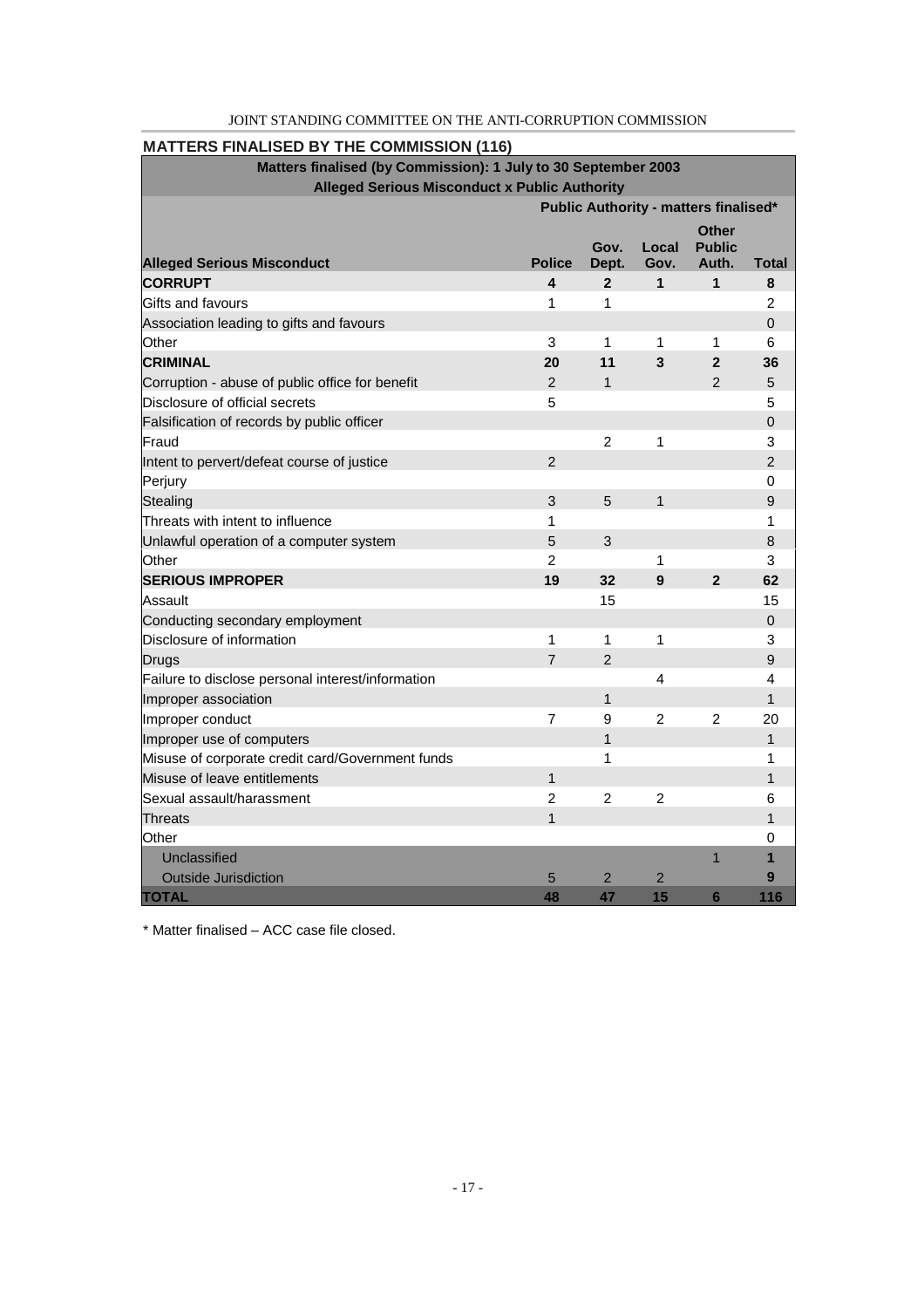## MATTERS FINALISED BY THE COMMISSION (116)

| Matters finalised (by Commission): 1 July to 30 September 2003 | | | | | |
|---|---|---|---|---|---|
| **Alleged Serious Misconduct x Public Authority** | | | | | |
| | **Public Authority - matters finalised*** | | | | |
| **Alleged Serious Misconduct** | **Police** | **Gov. Dept.** | **Local Gov.** | **Other Public Auth.** | **Total** |
| **CORRUPT** | **4** | **2** | **1** | **1** | **8** |
| Gifts and favours | 1 | 1 | | | 2 |
| Association leading to gifts and favours | | | | | 0 |
| Other | 3 | 1 | 1 | 1 | 6 |
| **CRIMINAL** | **20** | **11** | **3** | **2** | **36** |
| Corruption - abuse of public office for benefit | 2 | 1 | | 2 | 5 |
| Disclosure of official secrets | 5 | | | | 5 |
| Falsification of records by public officer | | | | | 0 |
| Fraud | | 2 | 1 | | 3 |
| Intent to pervert/defeat course of justice | 2 | | | | 2 |
| Perjury | | | | | 0 |
| Stealing | 3 | 5 | 1 | | 9 |
| Threats with intent to influence | 1 | | | | 1 |
| Unlawful operation of a computer system | 5 | 3 | | | 8 |
| Other | 2 | | 1 | | 3 |
| **SERIOUS IMPROPER** | **19** | **32** | **9** | **2** | **62** |
| Assault | | 15 | | | 15 |
| Conducting secondary employment | | | | | 0 |
| Disclosure of information | 1 | 1 | 1 | | 3 |
| Drugs | 7 | 2 | | | 9 |
| Failure to disclose personal interest/information | | | 4 | | 4 |
| Improper association | | 1 | | | 1 |
| Improper conduct | 7 | 9 | 2 | 2 | 20 |
| Improper use of computers | | 1 | | | 1 |
| Misuse of corporate credit card/Government funds | | 1 | | | 1 |
| Misuse of leave entitlements | 1 | | | | 1 |
| Sexual assault/harassment | 2 | 2 | 2 | | 6 |
| Threats | 1 | | | | 1 |
| Other | | | | | 0 |
| Unclassified | | | | 1 | **1** |
| Outside Jurisdiction | 5 | 2 | 2 | | **9** |
| **TOTAL** | **48** | **47** | **15** | **6** | **116** |

* Matter finalised – ACC case file closed.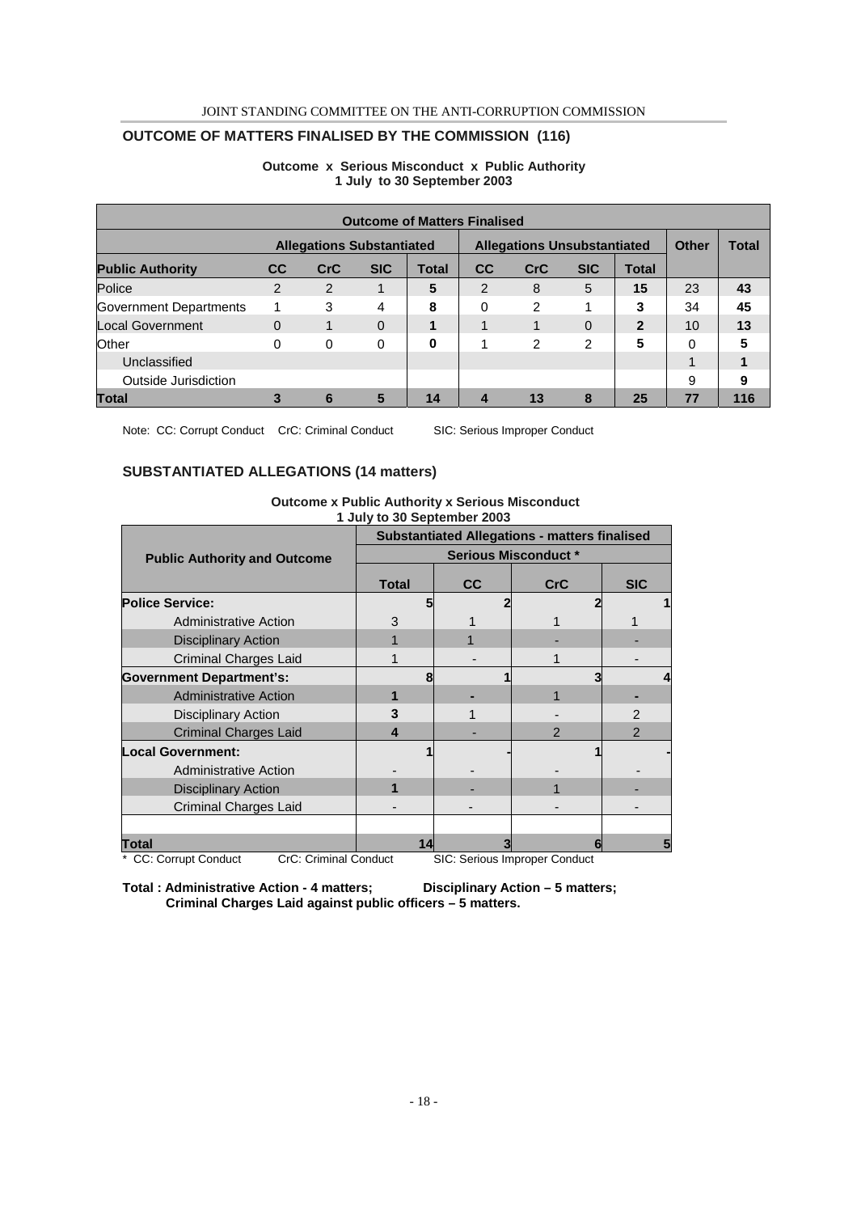## OUTCOME OF MATTERS FINALISED BY THE COMMISSION (116)

**Outcome x Serious Misconduct x Public Authority**
**1 July to 30 September 2003**

| Outcome of Matters Finalised | | | | | | | | | | |
|---|---|---|---|---|---|---|---|---|---|---|
| | Allegations Substantiated | | | | Allegations Unsubstantiated | | | | Other | Total |
| **Public Authority** | **CC** | **CrC** | **SIC** | **Total** | **CC** | **CrC** | **SIC** | **Total** | | |
| Police | 2 | 2 | 1 | **5** | 2 | 8 | 5 | **15** | 23 | **43** |
| Government Departments | 1 | 3 | 4 | **8** | 0 | 2 | 1 | **3** | 34 | **45** |
| Local Government | 0 | 1 | 0 | **1** | 1 | 1 | 0 | **2** | 10 | **13** |
| Other | 0 | 0 | 0 | **0** | 1 | 2 | 2 | **5** | 0 | **5** |
| Unclassified | | | | | | | | | 1 | **1** |
| Outside Jurisdiction | | | | | | | | | 9 | **9** |
| **Total** | **3** | **6** | **5** | **14** | **4** | **13** | **8** | **25** | **77** | **116** |

Note: CC: Corrupt Conduct CrC: Criminal Conduct SIC: Serious Improper Conduct

## SUBSTANTIATED ALLEGATIONS (14 matters)

**Outcome x Public Authority x Serious Misconduct**
**1 July to 30 September 2003**

| Public Authority and Outcome | Substantiated Allegations - matters finalised | | | |
|---|---|---|---|---|
| | Serious Misconduct * | | | |
| | **Total** | **CC** | **CrC** | **SIC** |
| **Police Service:** | 5 | 2 | 2 | 1 |
| Administrative Action | 3 | 1 | 1 | 1 |
| Disciplinary Action | 1 | 1 | - | - |
| Criminal Charges Laid | 1 | - | 1 | - |
| **Government Department's:** | 8 | 1 | 3 | 4 |
| Administrative Action | **1** | - | 1 | - |
| Disciplinary Action | **3** | 1 | - | 2 |
| Criminal Charges Laid | **4** | - | 2 | 2 |
| **Local Government:** | 1 | - | 1 | - |
| Administrative Action | - | - | - | - |
| Disciplinary Action | **1** | - | 1 | - |
| Criminal Charges Laid | - | - | - | - |
| **Total** | 14 | 3 | 6 | 5 |

* CC: Corrupt Conduct CrC: Criminal Conduct SIC: Serious Improper Conduct

**Total : Administrative Action - 4 matters; Disciplinary Action – 5 matters; Criminal Charges Laid against public officers – 5 matters.**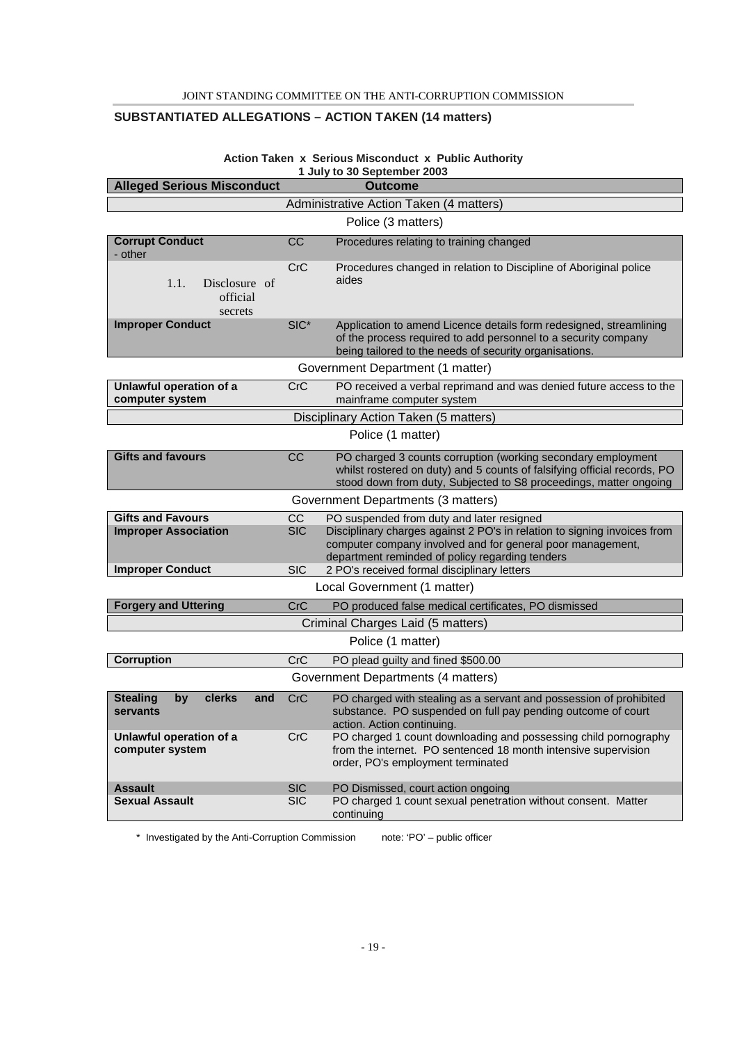## SUBSTANTIATED ALLEGATIONS – ACTION TAKEN (14 matters)

**Action Taken x Serious Misconduct x Public Authority**
**1 July to 30 September 2003**

| Alleged Serious Misconduct | | Outcome |
|---|---|---|
| **Administrative Action Taken (4 matters)** | | |
| **Police (3 matters)** | | |
| **Corrupt Conduct** - other | CC | Procedures relating to training changed |
| 1.1. Disclosure of official secrets | CrC | Procedures changed in relation to Discipline of Aboriginal police aides |
| **Improper Conduct** | SIC* | Application to amend Licence details form redesigned, streamlining of the process required to add personnel to a security company being tailored to the needs of security organisations. |
| **Government Department (1 matter)** | | |
| **Unlawful operation of a computer system** | CrC | PO received a verbal reprimand and was denied future access to the mainframe computer system |
| **Disciplinary Action Taken (5 matters)** | | |
| **Police (1 matter)** | | |
| **Gifts and favours** | CC | PO charged 3 counts corruption (working secondary employment whilst rostered on duty) and 5 counts of falsifying official records, PO stood down from duty, Subjected to S8 proceedings, matter ongoing |
| **Government Departments (3 matters)** | | |
| **Gifts and Favours** | CC | PO suspended from duty and later resigned |
| **Improper Association** | SIC | Disciplinary charges against 2 PO's in relation to signing invoices from computer company involved and for general poor management, department reminded of policy regarding tenders |
| **Improper Conduct** | SIC | 2 PO's received formal disciplinary letters |
| **Local Government (1 matter)** | | |
| **Forgery and Uttering** | CrC | PO produced false medical certificates, PO dismissed |
| **Criminal Charges Laid (5 matters)** | | |
| **Police (1 matter)** | | |
| **Corruption** | CrC | PO plead guilty and fined $500.00 |
| **Government Departments (4 matters)** | | |
| **Stealing by clerks and servants** | CrC | PO charged with stealing as a servant and possession of prohibited substance. PO suspended on full pay pending outcome of court action. Action continuing. |
| **Unlawful operation of a computer system** | CrC | PO charged 1 count downloading and possessing child pornography from the internet. PO sentenced 18 month intensive supervision order, PO's employment terminated |
| **Assault** | SIC | PO Dismissed, court action ongoing |
| **Sexual Assault** | SIC | PO charged 1 count sexual penetration without consent. Matter continuing |

\* Investigated by the Anti-Corruption Commission note: 'PO' – public officer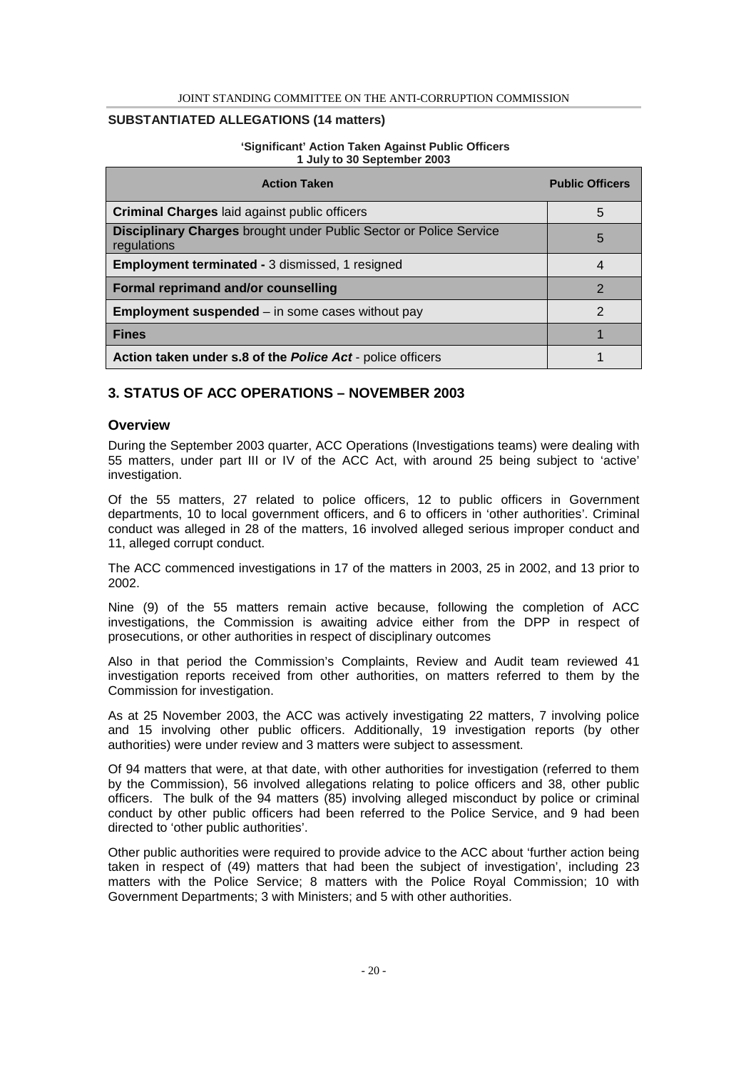**SUBSTANTIATED ALLEGATIONS (14 matters)**

**'Significant' Action Taken Against Public Officers**
**1 July to 30 September 2003**

| Action Taken | Public Officers |
|---|---|
| **Criminal Charges** laid against public officers | 5 |
| **Disciplinary Charges** brought under Public Sector or Police Service regulations | 5 |
| **Employment terminated -** 3 dismissed, 1 resigned | 4 |
| **Formal reprimand and/or counselling** | 2 |
| **Employment suspended** – in some cases without pay | 2 |
| **Fines** | 1 |
| **Action taken under s.8 of the *Police Act*** - police officers | 1 |

## 3. STATUS OF ACC OPERATIONS – NOVEMBER 2003

### Overview

During the September 2003 quarter, ACC Operations (Investigations teams) were dealing with 55 matters, under part III or IV of the ACC Act, with around 25 being subject to 'active' investigation.

Of the 55 matters, 27 related to police officers, 12 to public officers in Government departments, 10 to local government officers, and 6 to officers in 'other authorities'. Criminal conduct was alleged in 28 of the matters, 16 involved alleged serious improper conduct and 11, alleged corrupt conduct.

The ACC commenced investigations in 17 of the matters in 2003, 25 in 2002, and 13 prior to 2002.

Nine (9) of the 55 matters remain active because, following the completion of ACC investigations, the Commission is awaiting advice either from the DPP in respect of prosecutions, or other authorities in respect of disciplinary outcomes

Also in that period the Commission's Complaints, Review and Audit team reviewed 41 investigation reports received from other authorities, on matters referred to them by the Commission for investigation.

As at 25 November 2003, the ACC was actively investigating 22 matters, 7 involving police and 15 involving other public officers. Additionally, 19 investigation reports (by other authorities) were under review and 3 matters were subject to assessment.

Of 94 matters that were, at that date, with other authorities for investigation (referred to them by the Commission), 56 involved allegations relating to police officers and 38, other public officers. The bulk of the 94 matters (85) involving alleged misconduct by police or criminal conduct by other public officers had been referred to the Police Service, and 9 had been directed to 'other public authorities'.

Other public authorities were required to provide advice to the ACC about 'further action being taken in respect of (49) matters that had been the subject of investigation', including 23 matters with the Police Service; 8 matters with the Police Royal Commission; 10 with Government Departments; 3 with Ministers; and 5 with other authorities.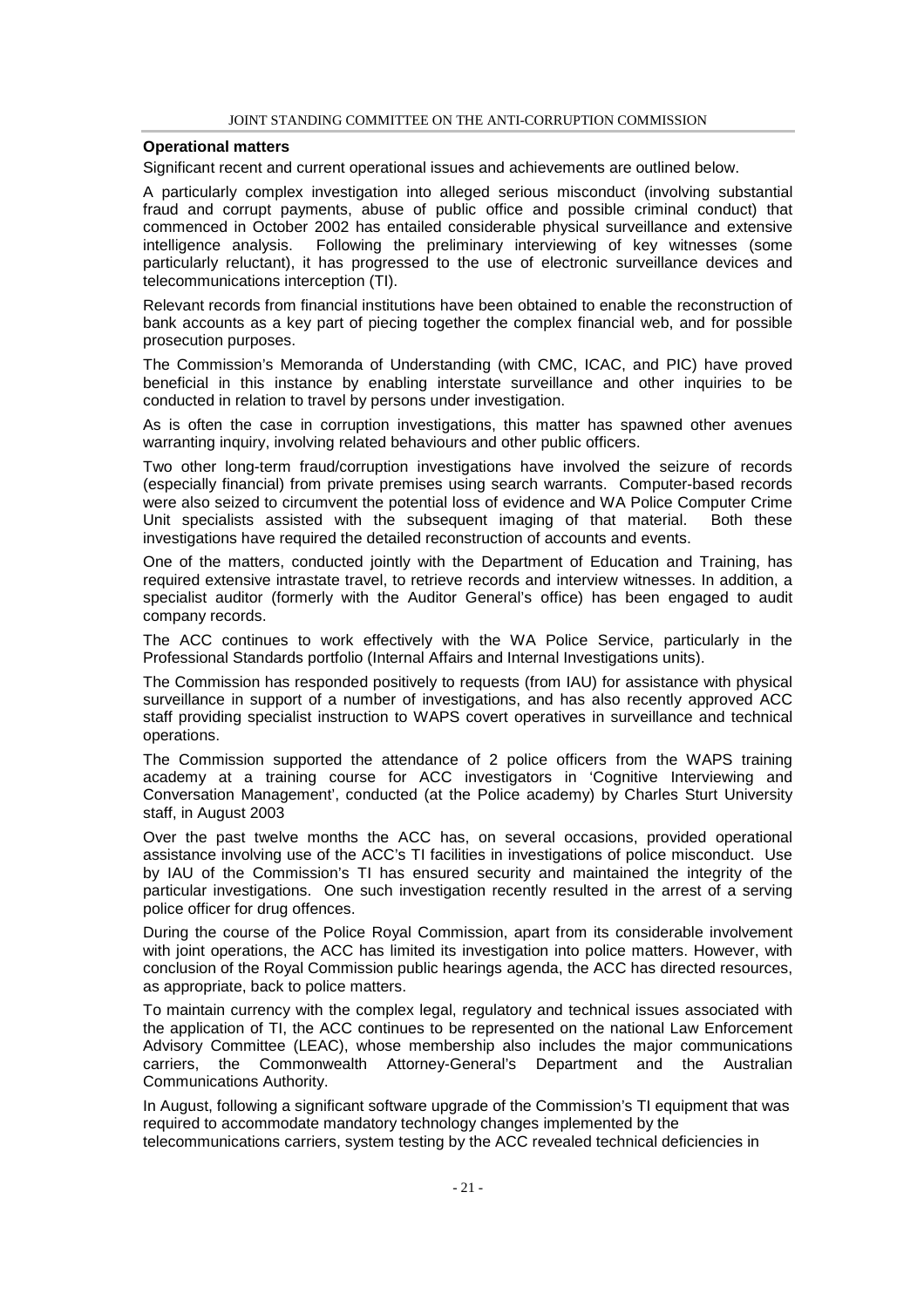**Operational matters**

Significant recent and current operational issues and achievements are outlined below.

A particularly complex investigation into alleged serious misconduct (involving substantial fraud and corrupt payments, abuse of public office and possible criminal conduct) that commenced in October 2002 has entailed considerable physical surveillance and extensive intelligence analysis. Following the preliminary interviewing of key witnesses (some particularly reluctant), it has progressed to the use of electronic surveillance devices and telecommunications interception (TI).

Relevant records from financial institutions have been obtained to enable the reconstruction of bank accounts as a key part of piecing together the complex financial web, and for possible prosecution purposes.

The Commission's Memoranda of Understanding (with CMC, ICAC, and PIC) have proved beneficial in this instance by enabling interstate surveillance and other inquiries to be conducted in relation to travel by persons under investigation.

As is often the case in corruption investigations, this matter has spawned other avenues warranting inquiry, involving related behaviours and other public officers.

Two other long-term fraud/corruption investigations have involved the seizure of records (especially financial) from private premises using search warrants. Computer-based records were also seized to circumvent the potential loss of evidence and WA Police Computer Crime Unit specialists assisted with the subsequent imaging of that material. Both these investigations have required the detailed reconstruction of accounts and events.

One of the matters, conducted jointly with the Department of Education and Training, has required extensive intrastate travel, to retrieve records and interview witnesses. In addition, a specialist auditor (formerly with the Auditor General's office) has been engaged to audit company records.

The ACC continues to work effectively with the WA Police Service, particularly in the Professional Standards portfolio (Internal Affairs and Internal Investigations units).

The Commission has responded positively to requests (from IAU) for assistance with physical surveillance in support of a number of investigations, and has also recently approved ACC staff providing specialist instruction to WAPS covert operatives in surveillance and technical operations.

The Commission supported the attendance of 2 police officers from the WAPS training academy at a training course for ACC investigators in 'Cognitive Interviewing and Conversation Management', conducted (at the Police academy) by Charles Sturt University staff, in August 2003

Over the past twelve months the ACC has, on several occasions, provided operational assistance involving use of the ACC's TI facilities in investigations of police misconduct. Use by IAU of the Commission's TI has ensured security and maintained the integrity of the particular investigations. One such investigation recently resulted in the arrest of a serving police officer for drug offences.

During the course of the Police Royal Commission, apart from its considerable involvement with joint operations, the ACC has limited its investigation into police matters. However, with conclusion of the Royal Commission public hearings agenda, the ACC has directed resources, as appropriate, back to police matters.

To maintain currency with the complex legal, regulatory and technical issues associated with the application of TI, the ACC continues to be represented on the national Law Enforcement Advisory Committee (LEAC), whose membership also includes the major communications carriers, the Commonwealth Attorney-General's Department and the Australian Communications Authority.

In August, following a significant software upgrade of the Commission's TI equipment that was required to accommodate mandatory technology changes implemented by the telecommunications carriers, system testing by the ACC revealed technical deficiencies in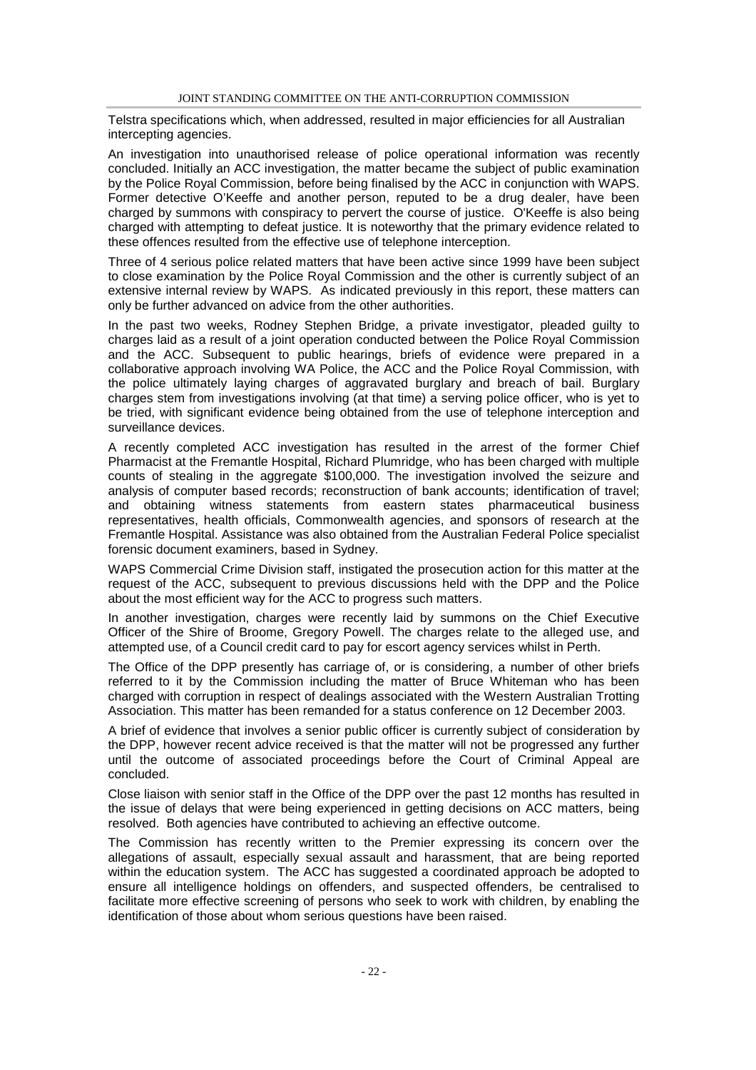Telstra specifications which, when addressed, resulted in major efficiencies for all Australian intercepting agencies.

An investigation into unauthorised release of police operational information was recently concluded. Initially an ACC investigation, the matter became the subject of public examination by the Police Royal Commission, before being finalised by the ACC in conjunction with WAPS. Former detective O'Keeffe and another person, reputed to be a drug dealer, have been charged by summons with conspiracy to pervert the course of justice. O'Keeffe is also being charged with attempting to defeat justice. It is noteworthy that the primary evidence related to these offences resulted from the effective use of telephone interception.

Three of 4 serious police related matters that have been active since 1999 have been subject to close examination by the Police Royal Commission and the other is currently subject of an extensive internal review by WAPS. As indicated previously in this report, these matters can only be further advanced on advice from the other authorities.

In the past two weeks, Rodney Stephen Bridge, a private investigator, pleaded guilty to charges laid as a result of a joint operation conducted between the Police Royal Commission and the ACC. Subsequent to public hearings, briefs of evidence were prepared in a collaborative approach involving WA Police, the ACC and the Police Royal Commission, with the police ultimately laying charges of aggravated burglary and breach of bail. Burglary charges stem from investigations involving (at that time) a serving police officer, who is yet to be tried, with significant evidence being obtained from the use of telephone interception and surveillance devices.

A recently completed ACC investigation has resulted in the arrest of the former Chief Pharmacist at the Fremantle Hospital, Richard Plumridge, who has been charged with multiple counts of stealing in the aggregate $100,000. The investigation involved the seizure and analysis of computer based records; reconstruction of bank accounts; identification of travel; and obtaining witness statements from eastern states pharmaceutical business representatives, health officials, Commonwealth agencies, and sponsors of research at the Fremantle Hospital. Assistance was also obtained from the Australian Federal Police specialist forensic document examiners, based in Sydney.

WAPS Commercial Crime Division staff, instigated the prosecution action for this matter at the request of the ACC, subsequent to previous discussions held with the DPP and the Police about the most efficient way for the ACC to progress such matters.

In another investigation, charges were recently laid by summons on the Chief Executive Officer of the Shire of Broome, Gregory Powell. The charges relate to the alleged use, and attempted use, of a Council credit card to pay for escort agency services whilst in Perth.

The Office of the DPP presently has carriage of, or is considering, a number of other briefs referred to it by the Commission including the matter of Bruce Whiteman who has been charged with corruption in respect of dealings associated with the Western Australian Trotting Association. This matter has been remanded for a status conference on 12 December 2003.

A brief of evidence that involves a senior public officer is currently subject of consideration by the DPP, however recent advice received is that the matter will not be progressed any further until the outcome of associated proceedings before the Court of Criminal Appeal are concluded.

Close liaison with senior staff in the Office of the DPP over the past 12 months has resulted in the issue of delays that were being experienced in getting decisions on ACC matters, being resolved. Both agencies have contributed to achieving an effective outcome.

The Commission has recently written to the Premier expressing its concern over the allegations of assault, especially sexual assault and harassment, that are being reported within the education system. The ACC has suggested a coordinated approach be adopted to ensure all intelligence holdings on offenders, and suspected offenders, be centralised to facilitate more effective screening of persons who seek to work with children, by enabling the identification of those about whom serious questions have been raised.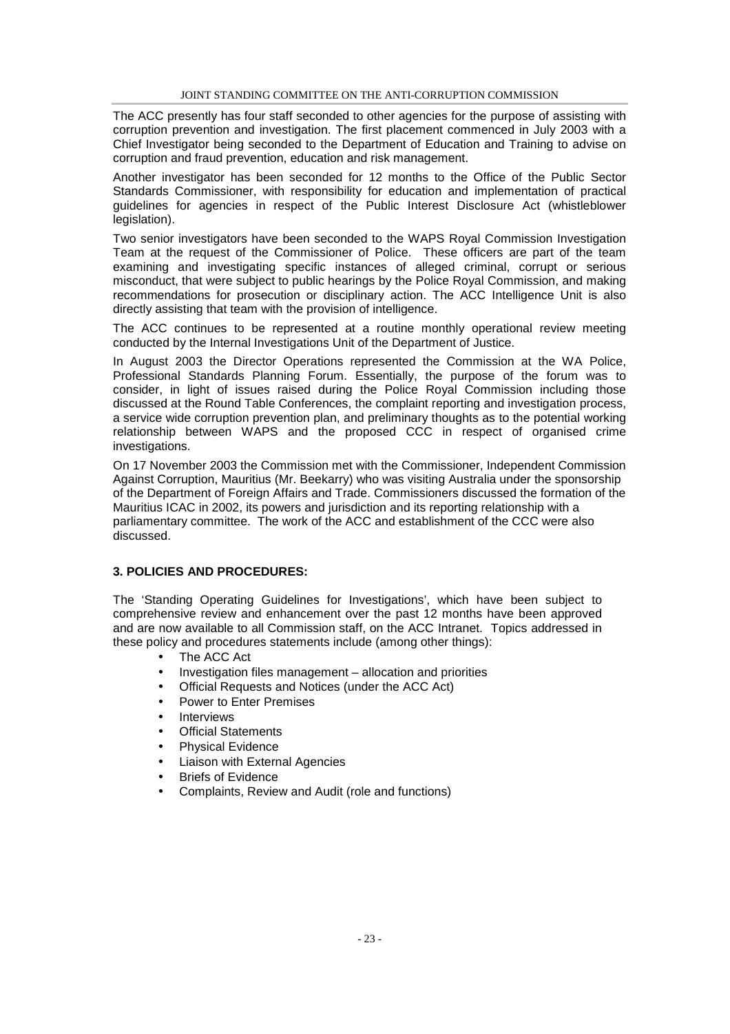The ACC presently has four staff seconded to other agencies for the purpose of assisting with corruption prevention and investigation. The first placement commenced in July 2003 with a Chief Investigator being seconded to the Department of Education and Training to advise on corruption and fraud prevention, education and risk management.

Another investigator has been seconded for 12 months to the Office of the Public Sector Standards Commissioner, with responsibility for education and implementation of practical guidelines for agencies in respect of the Public Interest Disclosure Act (whistleblower legislation).

Two senior investigators have been seconded to the WAPS Royal Commission Investigation Team at the request of the Commissioner of Police. These officers are part of the team examining and investigating specific instances of alleged criminal, corrupt or serious misconduct, that were subject to public hearings by the Police Royal Commission, and making recommendations for prosecution or disciplinary action. The ACC Intelligence Unit is also directly assisting that team with the provision of intelligence.

The ACC continues to be represented at a routine monthly operational review meeting conducted by the Internal Investigations Unit of the Department of Justice.

In August 2003 the Director Operations represented the Commission at the WA Police, Professional Standards Planning Forum. Essentially, the purpose of the forum was to consider, in light of issues raised during the Police Royal Commission including those discussed at the Round Table Conferences, the complaint reporting and investigation process, a service wide corruption prevention plan, and preliminary thoughts as to the potential working relationship between WAPS and the proposed CCC in respect of organised crime investigations.

On 17 November 2003 the Commission met with the Commissioner, Independent Commission Against Corruption, Mauritius (Mr. Beekarry) who was visiting Australia under the sponsorship of the Department of Foreign Affairs and Trade. Commissioners discussed the formation of the Mauritius ICAC in 2002, its powers and jurisdiction and its reporting relationship with a parliamentary committee. The work of the ACC and establishment of the CCC were also discussed.

### 3. POLICIES AND PROCEDURES:

The 'Standing Operating Guidelines for Investigations', which have been subject to comprehensive review and enhancement over the past 12 months have been approved and are now available to all Commission staff, on the ACC Intranet. Topics addressed in these policy and procedures statements include (among other things):

- The ACC Act
- Investigation files management – allocation and priorities
- Official Requests and Notices (under the ACC Act)
- Power to Enter Premises
- Interviews
- Official Statements
- Physical Evidence
- Liaison with External Agencies
- Briefs of Evidence
- Complaints, Review and Audit (role and functions)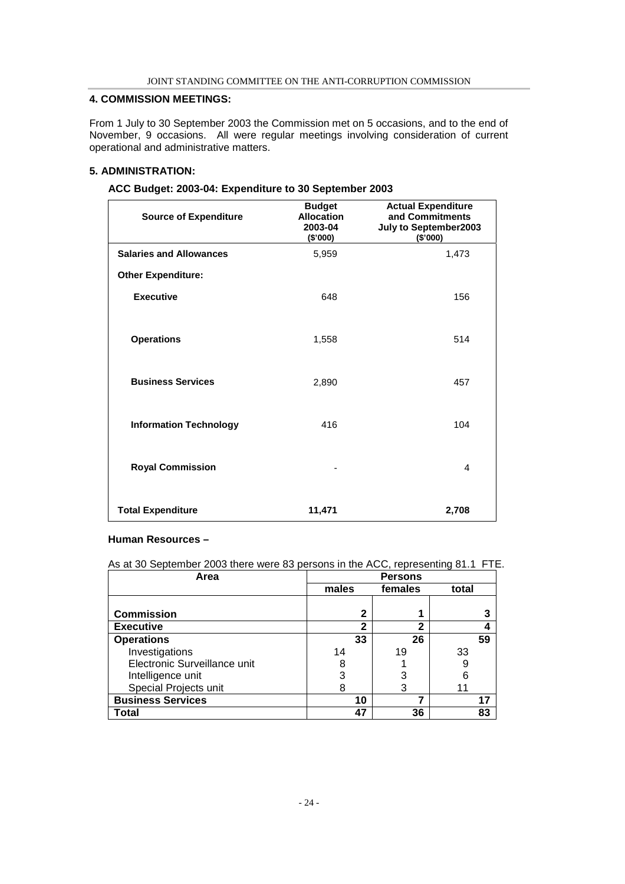### 4. COMMISSION MEETINGS:

From 1 July to 30 September 2003 the Commission met on 5 occasions, and to the end of November, 9 occasions. All were regular meetings involving consideration of current operational and administrative matters.

### 5. ADMINISTRATION:

**ACC Budget: 2003-04: Expenditure to 30 September 2003**

| Source of Expenditure | Budget Allocation 2003-04 ($'000) | Actual Expenditure and Commitments July to September2003 ($'000) |
|---|---|---|
| **Salaries and Allowances** | 5,959 | 1,473 |
| **Other Expenditure:** | | |
| **Executive** | 648 | 156 |
| **Operations** | 1,558 | 514 |
| **Business Services** | 2,890 | 457 |
| **Information Technology** | 416 | 104 |
| **Royal Commission** | - | 4 |
| **Total Expenditure** | **11,471** | **2,708** |

**Human Resources –**

As at 30 September 2003 there were 83 persons in the ACC, representing 81.1 FTE.

| Area | Persons | | |
|---|---|---|---|
| | males | females | total |
| **Commission** | **2** | **1** | **3** |
| **Executive** | **2** | **2** | **4** |
| **Operations** | **33** | **26** | **59** |
| Investigations | 14 | 19 | 33 |
| Electronic Surveillance unit | 8 | 1 | 9 |
| Intelligence unit | 3 | 3 | 6 |
| Special Projects unit | 8 | 3 | 11 |
| **Business Services** | **10** | **7** | **17** |
| **Total** | **47** | **36** | **83** |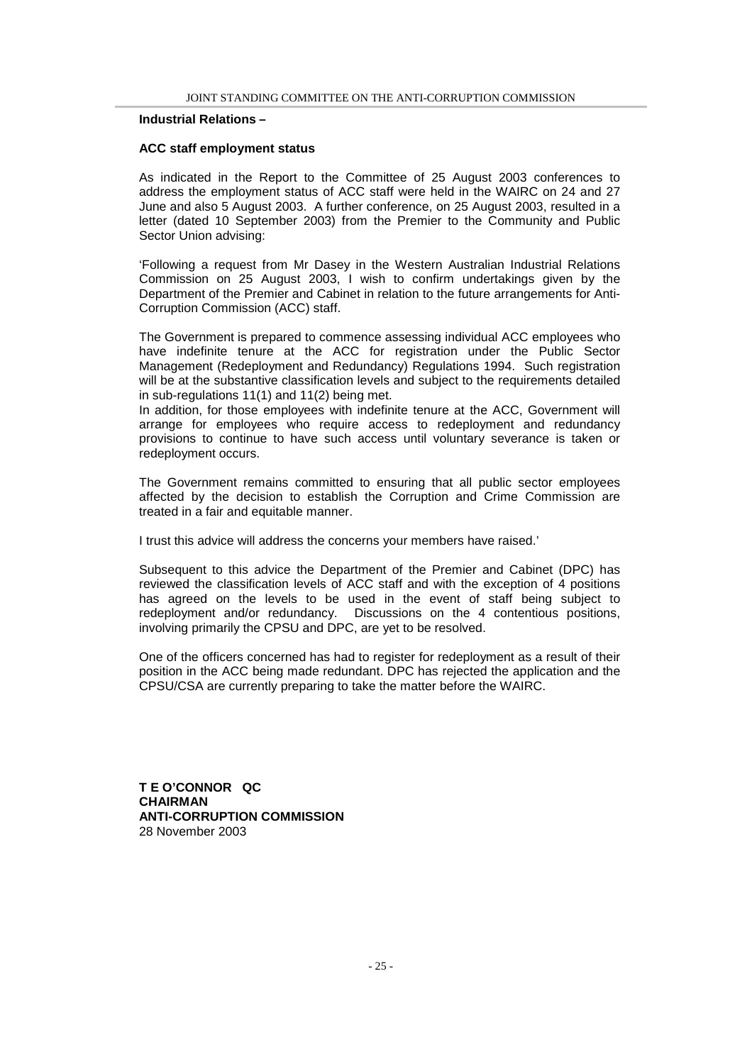**Industrial Relations –**

**ACC staff employment status**

As indicated in the Report to the Committee of 25 August 2003 conferences to address the employment status of ACC staff were held in the WAIRC on 24 and 27 June and also 5 August 2003. A further conference, on 25 August 2003, resulted in a letter (dated 10 September 2003) from the Premier to the Community and Public Sector Union advising:

'Following a request from Mr Dasey in the Western Australian Industrial Relations Commission on 25 August 2003, I wish to confirm undertakings given by the Department of the Premier and Cabinet in relation to the future arrangements for Anti-Corruption Commission (ACC) staff.

The Government is prepared to commence assessing individual ACC employees who have indefinite tenure at the ACC for registration under the Public Sector Management (Redeployment and Redundancy) Regulations 1994. Such registration will be at the substantive classification levels and subject to the requirements detailed in sub-regulations 11(1) and 11(2) being met.
In addition, for those employees with indefinite tenure at the ACC, Government will arrange for employees who require access to redeployment and redundancy provisions to continue to have such access until voluntary severance is taken or redeployment occurs.

The Government remains committed to ensuring that all public sector employees affected by the decision to establish the Corruption and Crime Commission are treated in a fair and equitable manner.

I trust this advice will address the concerns your members have raised.'

Subsequent to this advice the Department of the Premier and Cabinet (DPC) has reviewed the classification levels of ACC staff and with the exception of 4 positions has agreed on the levels to be used in the event of staff being subject to redeployment and/or redundancy. Discussions on the 4 contentious positions, involving primarily the CPSU and DPC, are yet to be resolved.

One of the officers concerned has had to register for redeployment as a result of their position in the ACC being made redundant. DPC has rejected the application and the CPSU/CSA are currently preparing to take the matter before the WAIRC.

**T E O'CONNOR QC**
**CHAIRMAN**
**ANTI-CORRUPTION COMMISSION**
28 November 2003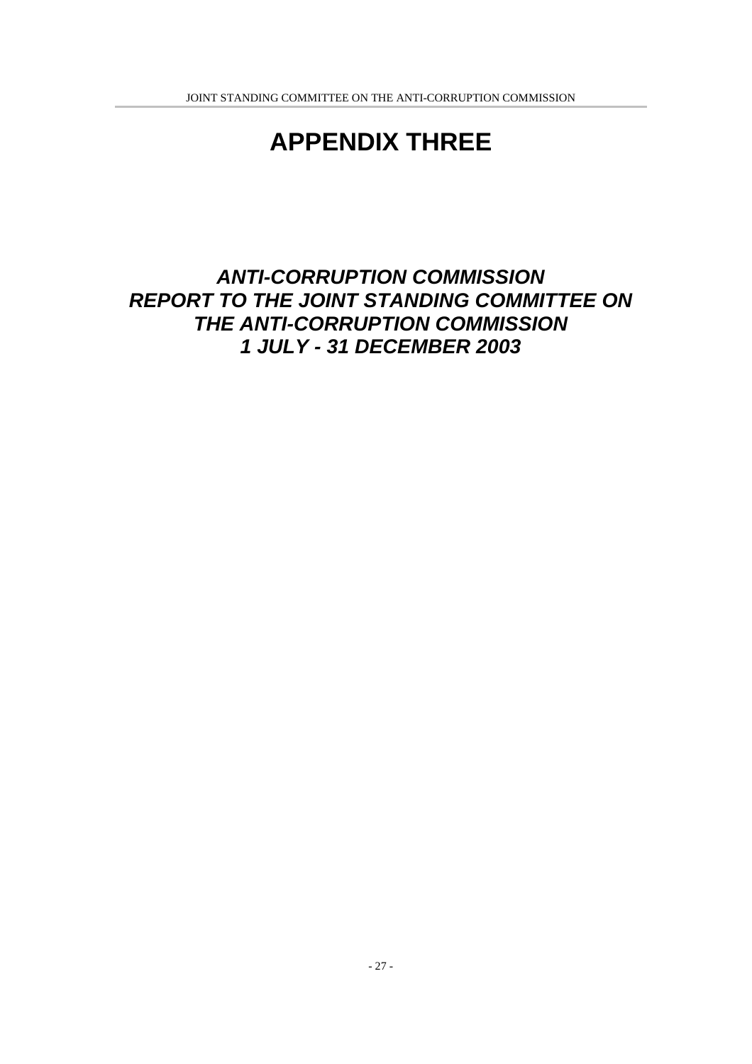# APPENDIX THREE

## *ANTI-CORRUPTION COMMISSION REPORT TO THE JOINT STANDING COMMITTEE ON THE ANTI-CORRUPTION COMMISSION 1 JULY - 31 DECEMBER 2003*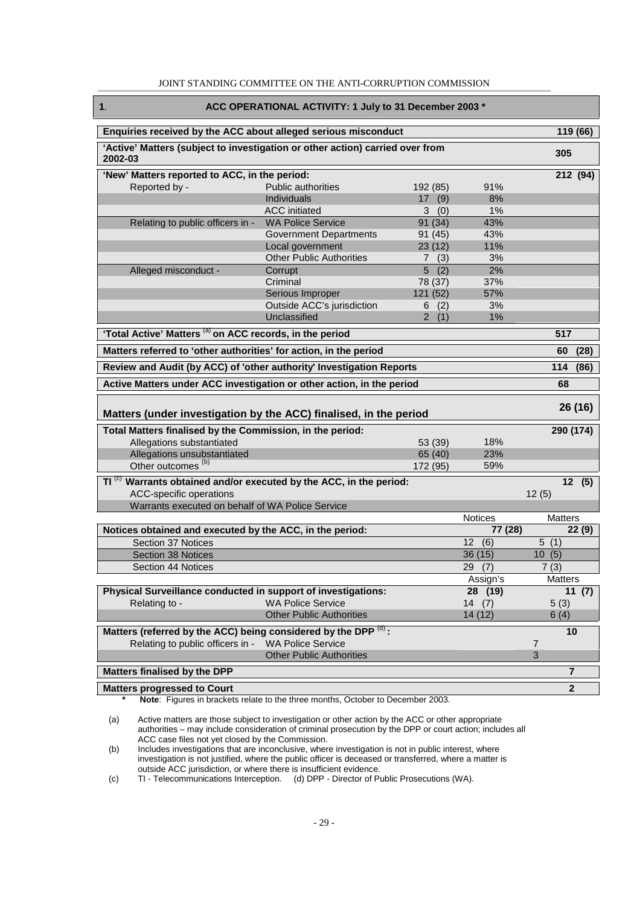## 1. ACC OPERATIONAL ACTIVITY: 1 July to 31 December 2003 *

| | | | | |
|---|---|---|---|---|
| **Enquiries received by the ACC about alleged serious misconduct** | | | | **119 (66)** |
| **'Active' Matters (subject to investigation or other action) carried over from 2002-03** | | | | **305** |
| **'New' Matters reported to ACC, in the period:** | | | | **212 (94)** |
| Reported by - | Public authorities | 192 (85) | 91% | |
| | Individuals | 17 (9) | 8% | |
| | ACC initiated | 3 (0) | 1% | |
| Relating to public officers in - | WA Police Service | 91 (34) | 43% | |
| | Government Departments | 91 (45) | 43% | |
| | Local government | 23 (12) | 11% | |
| | Other Public Authorities | 7 (3) | 3% | |
| Alleged misconduct - | Corrupt | 5 (2) | 2% | |
| | Criminal | 78 (37) | 37% | |
| | Serious Improper | 121 (52) | 57% | |
| | Outside ACC's jurisdiction | 6 (2) | 3% | |
| | Unclassified | 2 (1) | 1% | |
| **'Total Active' Matters [(a)] on ACC records, in the period** | | | | **517** |
| **Matters referred to 'other authorities' for action, in the period** | | | | **60 (28)** |
| **Review and Audit (by ACC) of 'other authority' Investigation Reports** | | | | **114 (86)** |
| **Active Matters under ACC investigation or other action, in the period** | | | | **68** |
| **Matters (under investigation by the ACC) finalised, in the period** | | | | **26 (16)** |
| **Total Matters finalised by the Commission, in the period:** | | | | **290 (174)** |
| Allegations substantiated | | 53 (39) | 18% | |
| Allegations unsubstantiated | | 65 (40) | 23% | |
| Other outcomes [(b)] | | 172 (95) | 59% | |
| **TI [(c)] Warrants obtained and/or executed by the ACC, in the period:** | | | | **12 (5)** |
| ACC-specific operations | | | | 12 (5) |
| Warrants executed on behalf of WA Police Service | | | | |
| | | | Notices | Matters |
| **Notices obtained and executed by the ACC, in the period:** | | | **77 (28)** | **22 (9)** |
| Section 37 Notices | | | 12 (6) | 5 (1) |
| Section 38 Notices | | | 36 (15) | 10 (5) |
| Section 44 Notices | | | 29 (7) | 7 (3) |
| | | | Assign's | Matters |
| **Physical Surveillance conducted in support of investigations:** | | | **28 (19)** | **11 (7)** |
| Relating to - | WA Police Service | | 14 (7) | 5 (3) |
| | Other Public Authorities | | 14 (12) | 6 (4) |
| **Matters (referred by the ACC) being considered by the DPP [(d)]:** | | | | **10** |
| Relating to public officers in - | WA Police Service | | | 7 |
| | Other Public Authorities | | | 3 |
| **Matters finalised by the DPP** | | | | **7** |
| **Matters progressed to Court** | | | | **2** |

\* **Note**: Figures in brackets relate to the three months, October to December 2003.

(a) Active matters are those subject to investigation or other action by the ACC or other appropriate authorities – may include consideration of criminal prosecution by the DPP or court action; includes all ACC case files not yet closed by the Commission.

(b) Includes investigations that are inconclusive, where investigation is not in public interest, where investigation is not justified, where the public officer is deceased or transferred, where a matter is outside ACC jurisdiction, or where there is insufficient evidence.

(c) TI - Telecommunications Interception. (d) DPP - Director of Public Prosecutions (WA).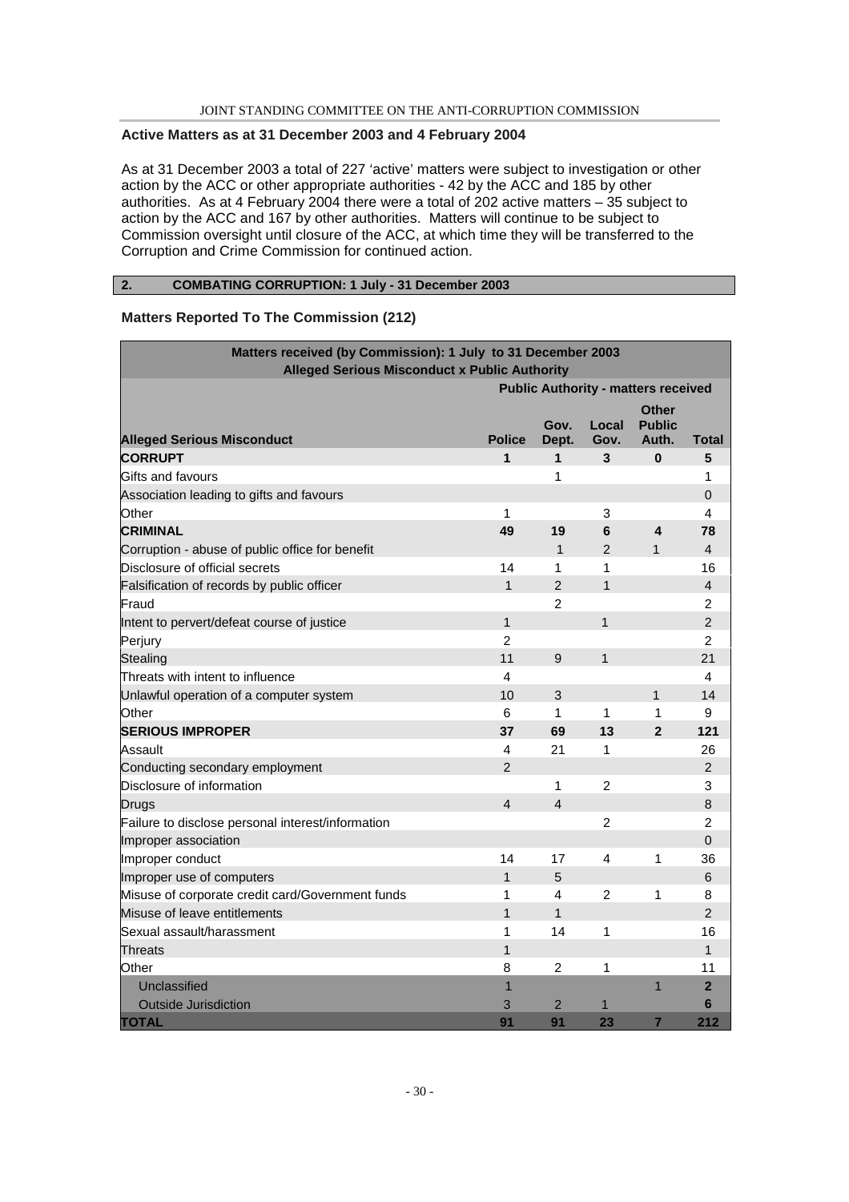### Active Matters as at 31 December 2003 and 4 February 2004

As at 31 December 2003 a total of 227 'active' matters were subject to investigation or other action by the ACC or other appropriate authorities - 42 by the ACC and 185 by other authorities. As at 4 February 2004 there were a total of 202 active matters – 35 subject to action by the ACC and 167 by other authorities. Matters will continue to be subject to Commission oversight until closure of the ACC, at which time they will be transferred to the Corruption and Crime Commission for continued action.

## 2. COMBATING CORRUPTION: 1 July - 31 December 2003

### Matters Reported To The Commission (212)

| Matters received (by Commission): 1 July to 31 December 2003 Alleged Serious Misconduct x Public Authority | | | | | |
|---|---|---|---|---|---|
| | Public Authority - matters received | | | | |
| **Alleged Serious Misconduct** | **Police** | **Gov. Dept.** | **Local Gov.** | **Other Public Auth.** | **Total** |
| **CORRUPT** | **1** | **1** | **3** | **0** | **5** |
| Gifts and favours | | 1 | | | 1 |
| Association leading to gifts and favours | | | | | 0 |
| Other | 1 | | 3 | | 4 |
| **CRIMINAL** | **49** | **19** | **6** | **4** | **78** |
| Corruption - abuse of public office for benefit | | 1 | 2 | 1 | 4 |
| Disclosure of official secrets | 14 | 1 | 1 | | 16 |
| Falsification of records by public officer | 1 | 2 | 1 | | 4 |
| Fraud | | 2 | | | 2 |
| Intent to pervert/defeat course of justice | 1 | | 1 | | 2 |
| Perjury | 2 | | | | 2 |
| Stealing | 11 | 9 | 1 | | 21 |
| Threats with intent to influence | 4 | | | | 4 |
| Unlawful operation of a computer system | 10 | 3 | | 1 | 14 |
| Other | 6 | 1 | 1 | 1 | 9 |
| **SERIOUS IMPROPER** | **37** | **69** | **13** | **2** | **121** |
| Assault | 4 | 21 | 1 | | 26 |
| Conducting secondary employment | 2 | | | | 2 |
| Disclosure of information | | 1 | 2 | | 3 |
| Drugs | 4 | 4 | | | 8 |
| Failure to disclose personal interest/information | | | 2 | | 2 |
| Improper association | | | | | 0 |
| Improper conduct | 14 | 17 | 4 | 1 | 36 |
| Improper use of computers | 1 | 5 | | | 6 |
| Misuse of corporate credit card/Government funds | 1 | 4 | 2 | 1 | 8 |
| Misuse of leave entitlements | 1 | 1 | | | 2 |
| Sexual assault/harassment | 1 | 14 | 1 | | 16 |
| Threats | 1 | | | | 1 |
| Other | 8 | 2 | 1 | | 11 |
| Unclassified | 1 | | | 1 | **2** |
| Outside Jurisdiction | 3 | 2 | 1 | | **6** |
| **TOTAL** | **91** | **91** | **23** | **7** | **212** |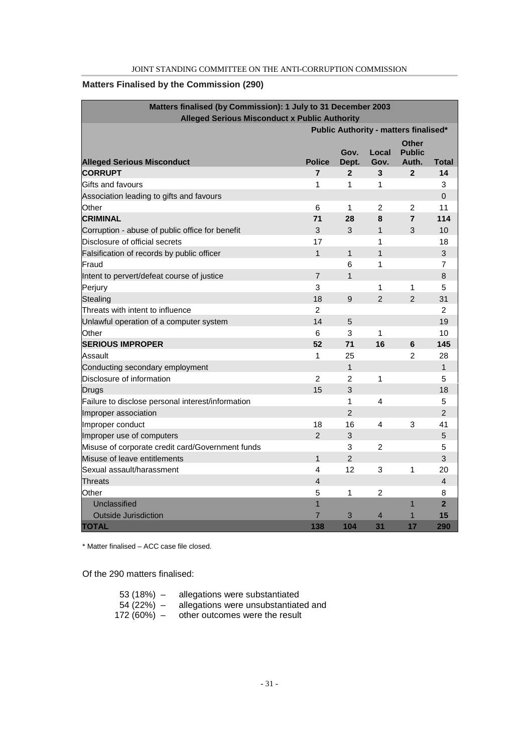### Matters Finalised by the Commission (290)

| Matters finalised (by Commission): 1 July to 31 December 2003 Alleged Serious Misconduct x Public Authority | | | | | |
|---|---|---|---|---|---|
| | Public Authority - matters finalised* | | | | |
| **Alleged Serious Misconduct** | **Police** | **Gov. Dept.** | **Local Gov.** | **Other Public Auth.** | **Total** |
| **CORRUPT** | **7** | **2** | **3** | **2** | **14** |
| Gifts and favours | 1 | 1 | 1 | | 3 |
| Association leading to gifts and favours | | | | | 0 |
| Other | 6 | 1 | 2 | 2 | 11 |
| **CRIMINAL** | **71** | **28** | **8** | **7** | **114** |
| Corruption - abuse of public office for benefit | 3 | 3 | 1 | 3 | 10 |
| Disclosure of official secrets | 17 | | 1 | | 18 |
| Falsification of records by public officer | 1 | 1 | 1 | | 3 |
| Fraud | | 6 | 1 | | 7 |
| Intent to pervert/defeat course of justice | 7 | 1 | | | 8 |
| Perjury | 3 | | 1 | 1 | 5 |
| Stealing | 18 | 9 | 2 | 2 | 31 |
| Threats with intent to influence | 2 | | | | 2 |
| Unlawful operation of a computer system | 14 | 5 | | | 19 |
| Other | 6 | 3 | 1 | | 10 |
| **SERIOUS IMPROPER** | **52** | **71** | **16** | **6** | **145** |
| Assault | 1 | 25 | | 2 | 28 |
| Conducting secondary employment | | 1 | | | 1 |
| Disclosure of information | 2 | 2 | 1 | | 5 |
| Drugs | 15 | 3 | | | 18 |
| Failure to disclose personal interest/information | | 1 | 4 | | 5 |
| Improper association | | 2 | | | 2 |
| Improper conduct | 18 | 16 | 4 | 3 | 41 |
| Improper use of computers | 2 | 3 | | | 5 |
| Misuse of corporate credit card/Government funds | | 3 | 2 | | 5 |
| Misuse of leave entitlements | 1 | 2 | | | 3 |
| Sexual assault/harassment | 4 | 12 | 3 | 1 | 20 |
| Threats | 4 | | | | 4 |
| Other | 5 | 1 | 2 | | 8 |
| Unclassified | 1 | | | 1 | **2** |
| Outside Jurisdiction | 7 | 3 | 4 | 1 | **15** |
| **TOTAL** | **138** | **104** | **31** | **17** | **290** |

\* Matter finalised – ACC case file closed.

Of the 290 matters finalised:

53 (18%) – allegations were substantiated
54 (22%) – allegations were unsubstantiated and
172 (60%) – other outcomes were the result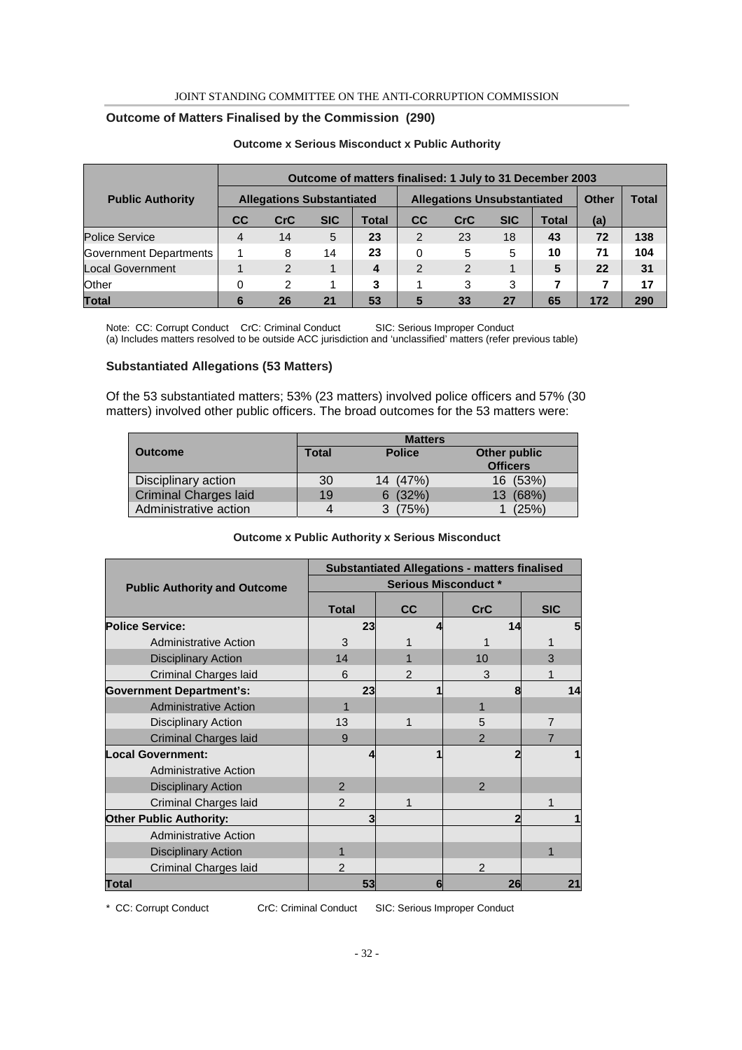## Outcome of Matters Finalised by the Commission (290)

**Outcome x Serious Misconduct x Public Authority**

| Public Authority | Outcome of matters finalised: 1 July to 31 December 2003 | | | | | | | | | |
|---|---|---|---|---|---|---|---|---|---|---|
| | Allegations Substantiated | | | | Allegations Unsubstantiated | | | | Other | Total |
| | CC | CrC | SIC | Total | CC | CrC | SIC | Total | (a) | |
| Police Service | 4 | 14 | 5 | **23** | 2 | 23 | 18 | **43** | **72** | **138** |
| Government Departments | 1 | 8 | 14 | **23** | 0 | 5 | 5 | **10** | **71** | **104** |
| Local Government | 1 | 2 | 1 | **4** | 2 | 2 | 1 | **5** | **22** | **31** |
| Other | 0 | 2 | 1 | **3** | 1 | 3 | 3 | **7** | **7** | **17** |
| **Total** | **6** | **26** | **21** | **53** | **5** | **33** | **27** | **65** | **172** | **290** |

Note: CC: Corrupt Conduct CrC: Criminal Conduct SIC: Serious Improper Conduct
(a) Includes matters resolved to be outside ACC jurisdiction and 'unclassified' matters (refer previous table)

### Substantiated Allegations (53 Matters)

Of the 53 substantiated matters; 53% (23 matters) involved police officers and 57% (30 matters) involved other public officers. The broad outcomes for the 53 matters were:

| Outcome | Matters | | |
|---|---|---|---|
| | Total | Police | Other public Officers |
| Disciplinary action | 30 | 14 (47%) | 16 (53%) |
| Criminal Charges laid | 19 | 6 (32%) | 13 (68%) |
| Administrative action | 4 | 3 (75%) | 1 (25%) |

**Outcome x Public Authority x Serious Misconduct**

| Public Authority and Outcome | Substantiated Allegations - matters finalised | | | |
|---|---|---|---|---|
| | Serious Misconduct * | | | |
| | Total | CC | CrC | SIC |
| **Police Service:** | **23** | **4** | **14** | **5** |
| Administrative Action | 3 | 1 | 1 | 1 |
| Disciplinary Action | 14 | 1 | 10 | 3 |
| Criminal Charges laid | 6 | 2 | 3 | 1 |
| **Government Department's:** | **23** | **1** | **8** | **14** |
| Administrative Action | 1 | | 1 | |
| Disciplinary Action | 13 | 1 | 5 | 7 |
| Criminal Charges laid | 9 | | 2 | 7 |
| **Local Government:** | **4** | **1** | **2** | **1** |
| Administrative Action | | | | |
| Disciplinary Action | 2 | | 2 | |
| Criminal Charges laid | 2 | 1 | | 1 |
| **Other Public Authority:** | **3** | | **2** | **1** |
| Administrative Action | | | | |
| Disciplinary Action | 1 | | | 1 |
| Criminal Charges laid | 2 | | 2 | |
| **Total** | **53** | **6** | **26** | **21** |

\* CC: Corrupt Conduct CrC: Criminal Conduct SIC: Serious Improper Conduct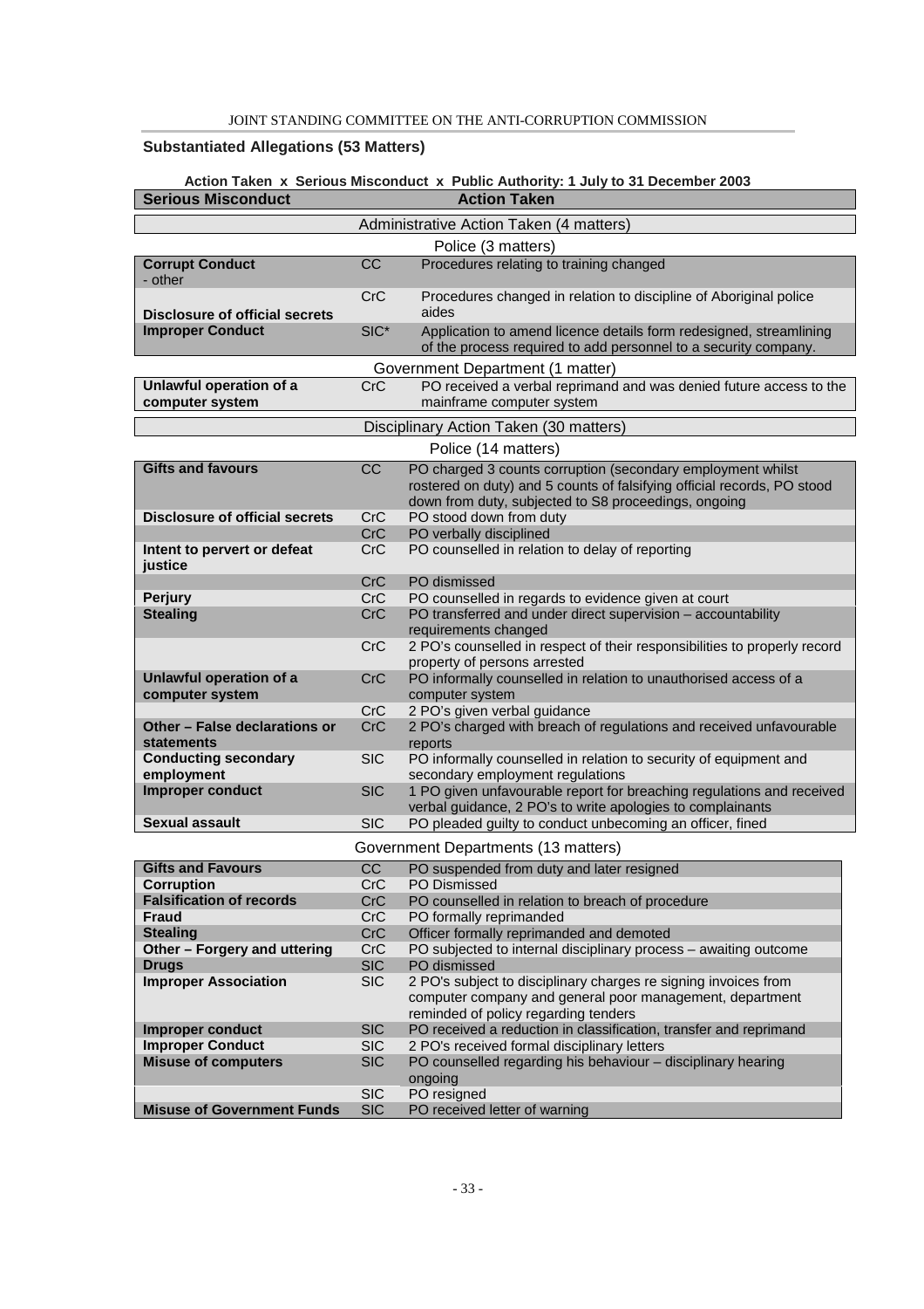## Substantiated Allegations (53 Matters)

**Action Taken x Serious Misconduct x Public Authority: 1 July to 31 December 2003**

| Serious Misconduct | | Action Taken |
|---|---|---|
| **Administrative Action Taken (4 matters)** | | |
| **Police (3 matters)** | | |
| **Corrupt Conduct** - other | CC | Procedures relating to training changed |
| **Disclosure of official secrets** | CrC | Procedures changed in relation to discipline of Aboriginal police aides |
| **Improper Conduct** | SIC* | Application to amend licence details form redesigned, streamlining of the process required to add personnel to a security company. |
| **Government Department (1 matter)** | | |
| **Unlawful operation of a computer system** | CrC | PO received a verbal reprimand and was denied future access to the mainframe computer system |
| **Disciplinary Action Taken (30 matters)** | | |
| **Police (14 matters)** | | |
| **Gifts and favours** | CC | PO charged 3 counts corruption (secondary employment whilst rostered on duty) and 5 counts of falsifying official records, PO stood down from duty, subjected to S8 proceedings, ongoing |
| **Disclosure of official secrets** | CrC | PO stood down from duty |
| | CrC | PO verbally disciplined |
| **Intent to pervert or defeat justice** | CrC | PO counselled in relation to delay of reporting |
| | CrC | PO dismissed |
| **Perjury** | CrC | PO counselled in regards to evidence given at court |
| **Stealing** | CrC | PO transferred and under direct supervision – accountability requirements changed |
| | CrC | 2 PO's counselled in respect of their responsibilities to properly record property of persons arrested |
| **Unlawful operation of a computer system** | CrC | PO informally counselled in relation to unauthorised access of a computer system |
| | CrC | 2 PO's given verbal guidance |
| **Other – False declarations or statements** | CrC | 2 PO's charged with breach of regulations and received unfavourable reports |
| **Conducting secondary employment** | SIC | PO informally counselled in relation to security of equipment and secondary employment regulations |
| **Improper conduct** | SIC | 1 PO given unfavourable report for breaching regulations and received verbal guidance, 2 PO's to write apologies to complainants |
| **Sexual assault** | SIC | PO pleaded guilty to conduct unbecoming an officer, fined |
| **Government Departments (13 matters)** | | |
| **Gifts and Favours** | CC | PO suspended from duty and later resigned |
| **Corruption** | CrC | PO Dismissed |
| **Falsification of records** | CrC | PO counselled in relation to breach of procedure |
| **Fraud** | CrC | PO formally reprimanded |
| **Stealing** | CrC | Officer formally reprimanded and demoted |
| **Other – Forgery and uttering** | CrC | PO subjected to internal disciplinary process – awaiting outcome |
| **Drugs** | SIC | PO dismissed |
| **Improper Association** | SIC | 2 PO's subject to disciplinary charges re signing invoices from computer company and general poor management, department reminded of policy regarding tenders |
| **Improper conduct** | SIC | PO received a reduction in classification, transfer and reprimand |
| **Improper Conduct** | SIC | 2 PO's received formal disciplinary letters |
| **Misuse of computers** | SIC | PO counselled regarding his behaviour – disciplinary hearing ongoing |
| | SIC | PO resigned |
| **Misuse of Government Funds** | SIC | PO received letter of warning |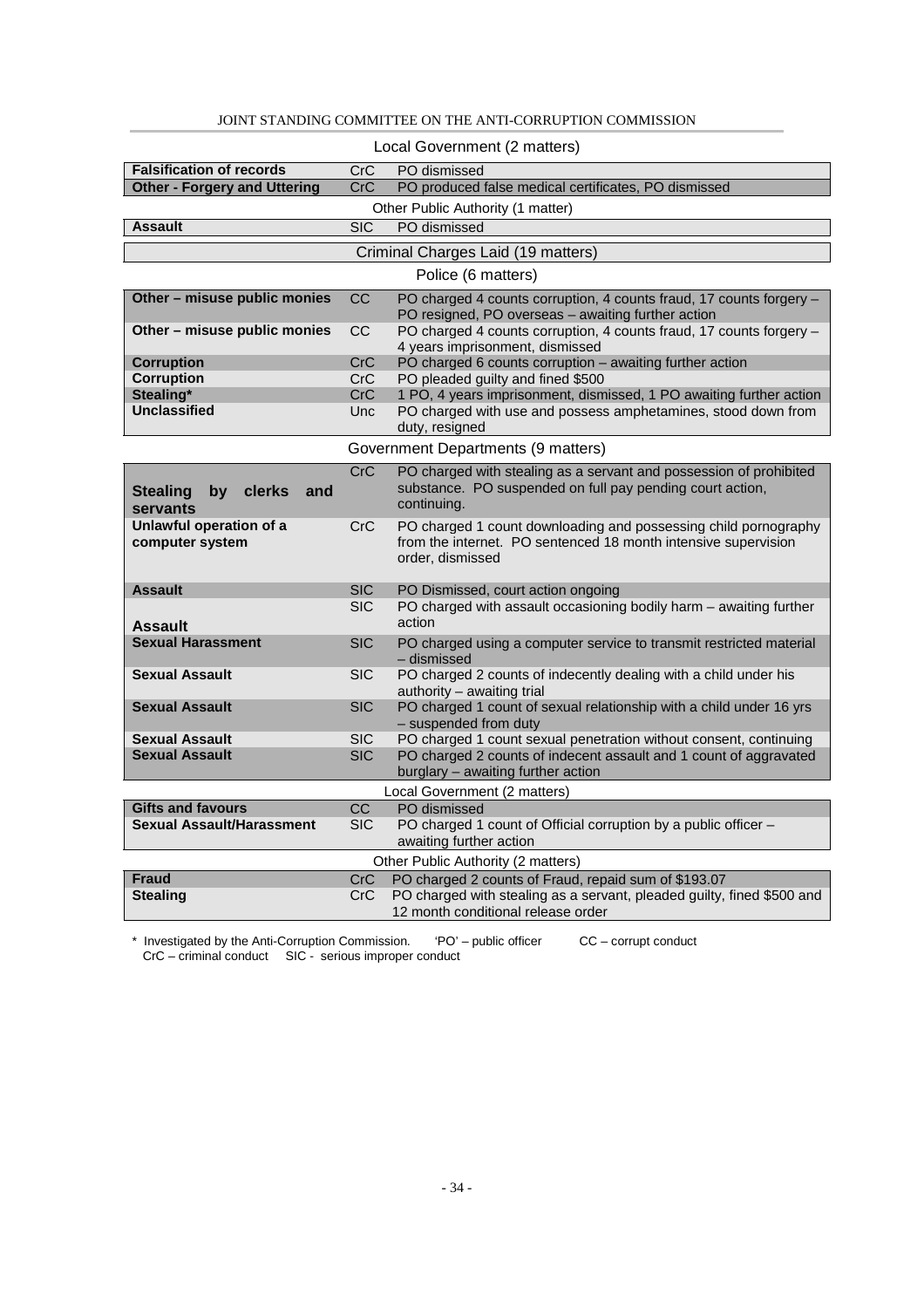Local Government (2 matters)

| | | |
|---|---|---|
| **Falsification of records** | CrC | PO dismissed |
| **Other - Forgery and Uttering** | CrC | PO produced false medical certificates, PO dismissed |

Other Public Authority (1 matter)

| | | |
|---|---|---|
| **Assault** | SIC | PO dismissed |

## Criminal Charges Laid (19 matters)

Police (6 matters)

| | | |
|---|---|---|
| **Other – misuse public monies** | CC | PO charged 4 counts corruption, 4 counts fraud, 17 counts forgery – PO resigned, PO overseas – awaiting further action |
| **Other – misuse public monies** | CC | PO charged 4 counts corruption, 4 counts fraud, 17 counts forgery – 4 years imprisonment, dismissed |
| **Corruption** | CrC | PO charged 6 counts corruption – awaiting further action |
| **Corruption** | CrC | PO pleaded guilty and fined $500 |
| **Stealing*** | CrC | 1 PO, 4 years imprisonment, dismissed, 1 PO awaiting further action |
| **Unclassified** | Unc | PO charged with use and possess amphetamines, stood down from duty, resigned |

Government Departments (9 matters)

| | | |
|---|---|---|
| **Stealing by clerks and servants** | CrC | PO charged with stealing as a servant and possession of prohibited substance. PO suspended on full pay pending court action, continuing. |
| **Unlawful operation of a computer system** | CrC | PO charged 1 count downloading and possessing child pornography from the internet. PO sentenced 18 month intensive supervision order, dismissed |
| **Assault** | SIC | PO Dismissed, court action ongoing |
| **Assault** | SIC | PO charged with assault occasioning bodily harm – awaiting further action |
| **Sexual Harassment** | SIC | PO charged using a computer service to transmit restricted material – dismissed |
| **Sexual Assault** | SIC | PO charged 2 counts of indecently dealing with a child under his authority – awaiting trial |
| **Sexual Assault** | SIC | PO charged 1 count of sexual relationship with a child under 16 yrs – suspended from duty |
| **Sexual Assault** | SIC | PO charged 1 count sexual penetration without consent, continuing |
| **Sexual Assault** | SIC | PO charged 2 counts of indecent assault and 1 count of aggravated burglary – awaiting further action |

Local Government (2 matters)

| | | |
|---|---|---|
| **Gifts and favours** | CC | PO dismissed |
| **Sexual Assault/Harassment** | SIC | PO charged 1 count of Official corruption by a public officer – awaiting further action |

Other Public Authority (2 matters)

| | | |
|---|---|---|
| **Fraud** | CrC | PO charged 2 counts of Fraud, repaid sum of $193.07 |
| **Stealing** | CrC | PO charged with stealing as a servant, pleaded guilty, fined $500 and 12 month conditional release order |

\* Investigated by the Anti-Corruption Commission. 'PO' – public officer CC – corrupt conduct
CrC – criminal conduct SIC - serious improper conduct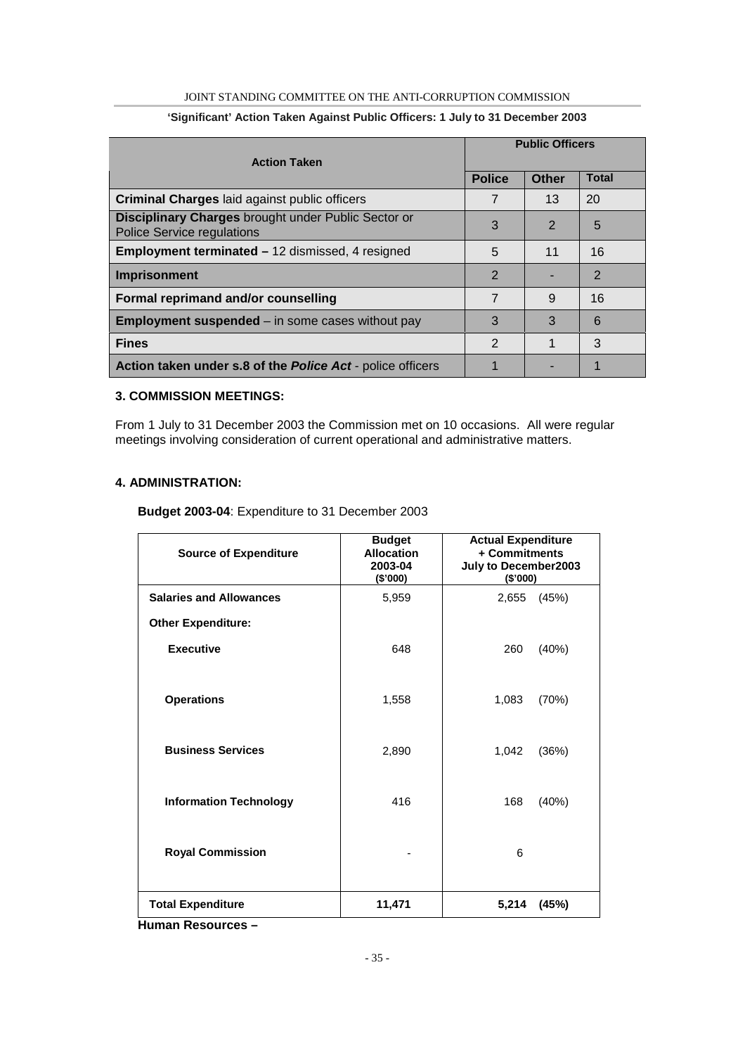**'Significant' Action Taken Against Public Officers: 1 July to 31 December 2003**

| Action Taken | Public Officers | | |
|---|---|---|---|
| | **Police** | **Other** | **Total** |
| **Criminal Charges** laid against public officers | 7 | 13 | 20 |
| **Disciplinary Charges** brought under Public Sector or Police Service regulations | 3 | 2 | 5 |
| **Employment terminated –** 12 dismissed, 4 resigned | 5 | 11 | 16 |
| **Imprisonment** | 2 | - | 2 |
| **Formal reprimand and/or counselling** | 7 | 9 | 16 |
| **Employment suspended** – in some cases without pay | 3 | 3 | 6 |
| **Fines** | 2 | 1 | 3 |
| **Action taken under s.8 of the *Police Act*** - police officers | 1 | - | 1 |

### 3. COMMISSION MEETINGS:

From 1 July to 31 December 2003 the Commission met on 10 occasions. All were regular meetings involving consideration of current operational and administrative matters.

### 4. ADMINISTRATION:

**Budget 2003-04**: Expenditure to 31 December 2003

| Source of Expenditure | Budget Allocation 2003-04 ($'000) | Actual Expenditure + Commitments July to December2003 ($'000) |
|---|---|---|
| **Salaries and Allowances** | 5,959 | 2,655 (45%) |
| **Other Expenditure:** | | |
| **Executive** | 648 | 260 (40%) |
| **Operations** | 1,558 | 1,083 (70%) |
| **Business Services** | 2,890 | 1,042 (36%) |
| **Information Technology** | 416 | 168 (40%) |
| **Royal Commission** | - | 6 |
| **Total Expenditure** | **11,471** | **5,214 (45%)** |

**Human Resources –**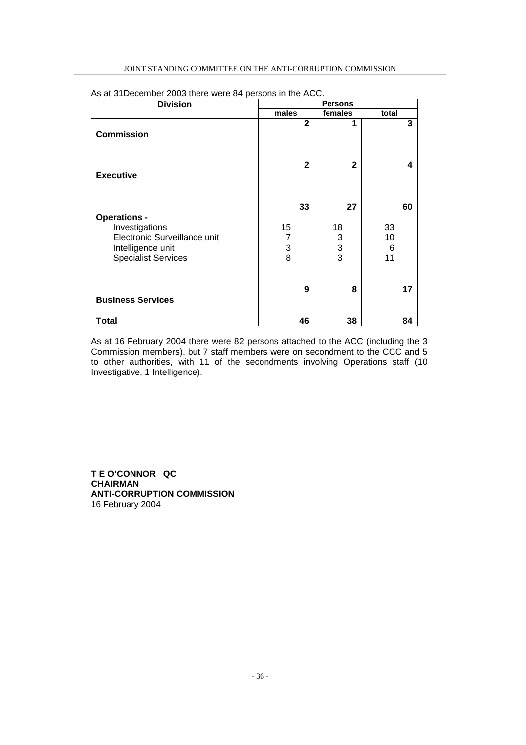As at 31December 2003 there were 84 persons in the ACC.

| Division | Persons | | |
|---|---|---|---|
| | males | females | total |
| **Commission** | **2** | **1** | **3** |
| **Executive** | **2** | **2** | **4** |
| **Operations -** | **33** | **27** | **60** |
| Investigations | 15 | 18 | 33 |
| Electronic Surveillance unit | 7 | 3 | 10 |
| Intelligence unit | 3 | 3 | 6 |
| Specialist Services | 8 | 3 | 11 |
| **Business Services** | **9** | **8** | **17** |
| **Total** | **46** | **38** | **84** |

As at 16 February 2004 there were 82 persons attached to the ACC (including the 3 Commission members), but 7 staff members were on secondment to the CCC and 5 to other authorities, with 11 of the secondments involving Operations staff (10 Investigative, 1 Intelligence).

**T E O'CONNOR QC**
**CHAIRMAN**
**ANTI-CORRUPTION COMMISSION**
16 February 2004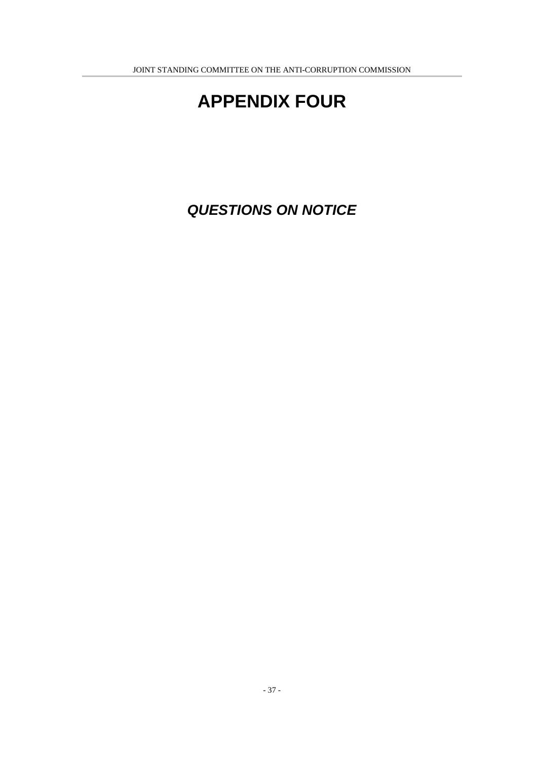# APPENDIX FOUR

## *QUESTIONS ON NOTICE*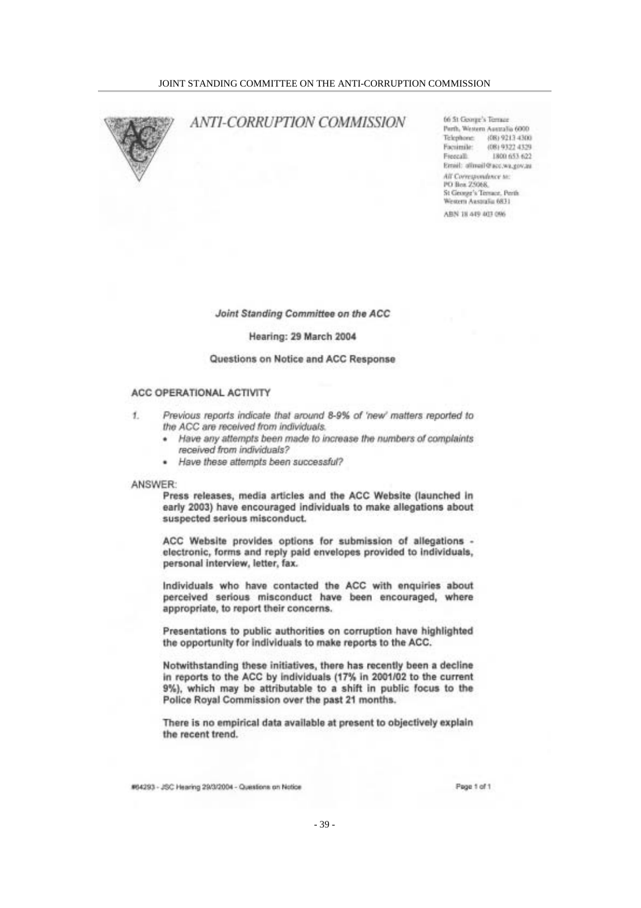# ANTI-CORRUPTION COMMISSION

66 St George's Terrace
Perth, Western Australia 6000
Telephone: (08) 9213 4300
Facsimile: (08) 9322 4329
Freecall: 1800 653 622
Email: allmail@acc.wa.gov.au

*All Correspondence to:*
PO Box Z5068,
St George's Terrace, Perth
Western Australia 6831

ABN 18 449 403 096

***Joint Standing Committee on the ACC***

**Hearing: 29 March 2004**

**Questions on Notice and ACC Response**

## ACC OPERATIONAL ACTIVITY

1. *Previous reports indicate that around 8-9% of 'new' matters reported to the ACC are received from individuals.*
   - *Have any attempts been made to increase the numbers of complaints received from individuals?*
   - *Have these attempts been successful?*

ANSWER:

**Press releases, media articles and the ACC Website (launched in early 2003) have encouraged individuals to make allegations about suspected serious misconduct.**

**ACC Website provides options for submission of allegations - electronic, forms and reply paid envelopes provided to individuals, personal interview, letter, fax.**

**Individuals who have contacted the ACC with enquiries about perceived serious misconduct have been encouraged, where appropriate, to report their concerns.**

**Presentations to public authorities on corruption have highlighted the opportunity for individuals to make reports to the ACC.**

**Notwithstanding these initiatives, there has recently been a decline in reports to the ACC by individuals (17% in 2001/02 to the current 9%), which may be attributable to a shift in public focus to the Police Royal Commission over the past 21 months.**

**There is no empirical data available at present to objectively explain the recent trend.**

#64293 - JSC Hearing 29/3/2004 - Questions on Notice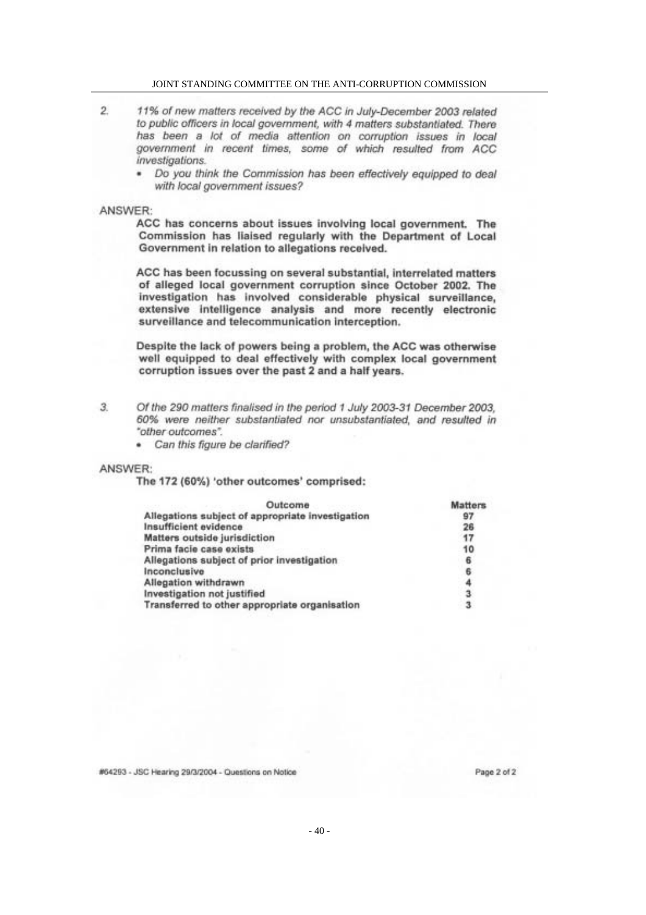2. *11% of new matters received by the ACC in July-December 2003 related to public officers in local government, with 4 matters substantiated. There has been a lot of media attention on corruption issues in local government in recent times, some of which resulted from ACC investigations.*
   - *Do you think the Commission has been effectively equipped to deal with local government issues?*

ANSWER:

**ACC has concerns about issues involving local government. The Commission has liaised regularly with the Department of Local Government in relation to allegations received.**

**ACC has been focussing on several substantial, interrelated matters of alleged local government corruption since October 2002. The investigation has involved considerable physical surveillance, extensive intelligence analysis and more recently electronic surveillance and telecommunication interception.**

**Despite the lack of powers being a problem, the ACC was otherwise well equipped to deal effectively with complex local government corruption issues over the past 2 and a half years.**

3. *Of the 290 matters finalised in the period 1 July 2003-31 December 2003, 60% were neither substantiated nor unsubstantiated, and resulted in "other outcomes".*
   - *Can this figure be clarified?*

ANSWER:

**The 172 (60%) 'other outcomes' comprised:**

| Outcome | Matters |
|---|---|
| Allegations subject of appropriate investigation | 97 |
| Insufficient evidence | 26 |
| Matters outside jurisdiction | 17 |
| Prima facie case exists | 10 |
| Allegations subject of prior investigation | 6 |
| Inconclusive | 6 |
| Allegation withdrawn | 4 |
| Investigation not justified | 3 |
| Transferred to other appropriate organisation | 3 |

#64293 - JSC Hearing 29/3/2004 - Questions on Notice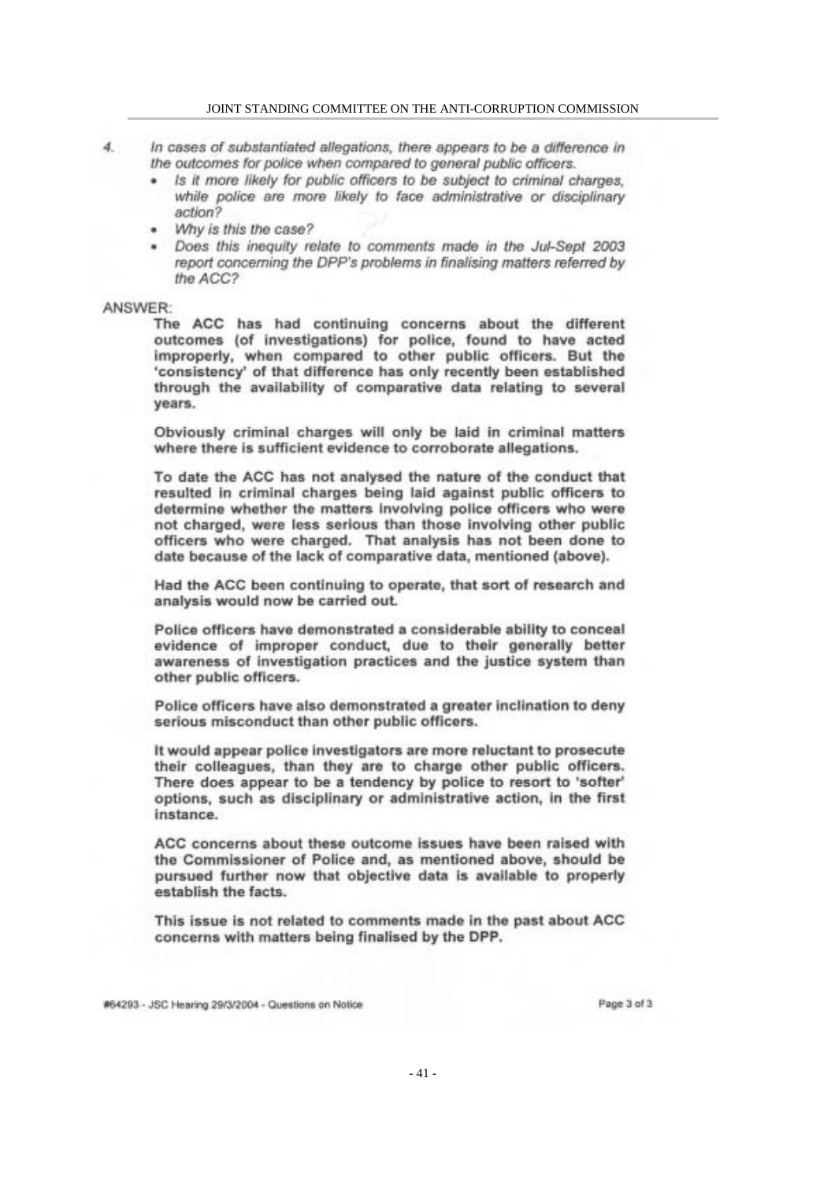4. *In cases of substantiated allegations, there appears to be a difference in the outcomes for police when compared to general public officers.*
   - *Is it more likely for public officers to be subject to criminal charges, while police are more likely to face administrative or disciplinary action?*
   - *Why is this the case?*
   - *Does this inequity relate to comments made in the Jul-Sept 2003 report concerning the DPP's problems in finalising matters referred by the ACC?*

ANSWER:

**The ACC has had continuing concerns about the different outcomes (of investigations) for police, found to have acted improperly, when compared to other public officers. But the 'consistency' of that difference has only recently been established through the availability of comparative data relating to several years.**

**Obviously criminal charges will only be laid in criminal matters where there is sufficient evidence to corroborate allegations.**

**To date the ACC has not analysed the nature of the conduct that resulted in criminal charges being laid against public officers to determine whether the matters involving police officers who were not charged, were less serious than those involving other public officers who were charged. That analysis has not been done to date because of the lack of comparative data, mentioned (above).**

**Had the ACC been continuing to operate, that sort of research and analysis would now be carried out.**

**Police officers have demonstrated a considerable ability to conceal evidence of improper conduct, due to their generally better awareness of investigation practices and the justice system than other public officers.**

**Police officers have also demonstrated a greater inclination to deny serious misconduct than other public officers.**

**It would appear police investigators are more reluctant to prosecute their colleagues, than they are to charge other public officers. There does appear to be a tendency by police to resort to 'softer' options, such as disciplinary or administrative action, in the first instance.**

**ACC concerns about these outcome issues have been raised with the Commissioner of Police and, as mentioned above, should be pursued further now that objective data is available to properly establish the facts.**

**This issue is not related to comments made in the past about ACC concerns with matters being finalised by the DPP.**

#64293 - JSC Hearing 29/3/2004 - Questions on Notice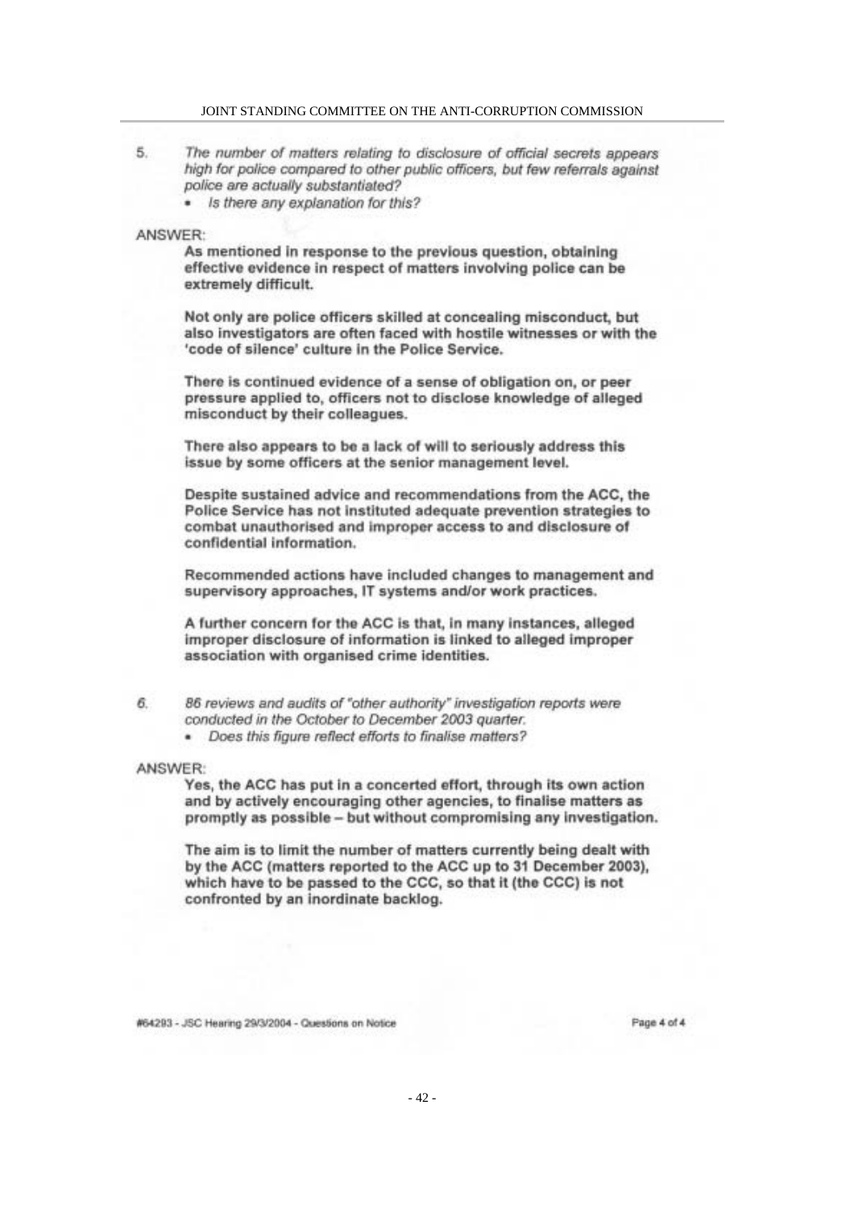5. *The number of matters relating to disclosure of official secrets appears high for police compared to other public officers, but few referrals against police are actually substantiated?*
   - *Is there any explanation for this?*

ANSWER:

**As mentioned in response to the previous question, obtaining effective evidence in respect of matters involving police can be extremely difficult.**

**Not only are police officers skilled at concealing misconduct, but also investigators are often faced with hostile witnesses or with the 'code of silence' culture in the Police Service.**

**There is continued evidence of a sense of obligation on, or peer pressure applied to, officers not to disclose knowledge of alleged misconduct by their colleagues.**

**There also appears to be a lack of will to seriously address this issue by some officers at the senior management level.**

**Despite sustained advice and recommendations from the ACC, the Police Service has not instituted adequate prevention strategies to combat unauthorised and improper access to and disclosure of confidential information.**

**Recommended actions have included changes to management and supervisory approaches, IT systems and/or work practices.**

**A further concern for the ACC is that, in many instances, alleged improper disclosure of information is linked to alleged improper association with organised crime identities.**

6. *86 reviews and audits of "other authority" investigation reports were conducted in the October to December 2003 quarter.*
   - *Does this figure reflect efforts to finalise matters?*

ANSWER:

**Yes, the ACC has put in a concerted effort, through its own action and by actively encouraging other agencies, to finalise matters as promptly as possible – but without compromising any investigation.**

**The aim is to limit the number of matters currently being dealt with by the ACC (matters reported to the ACC up to 31 December 2003), which have to be passed to the CCC, so that it (the CCC) is not confronted by an inordinate backlog.**

#64293 - JSC Hearing 29/3/2004 - Questions on Notice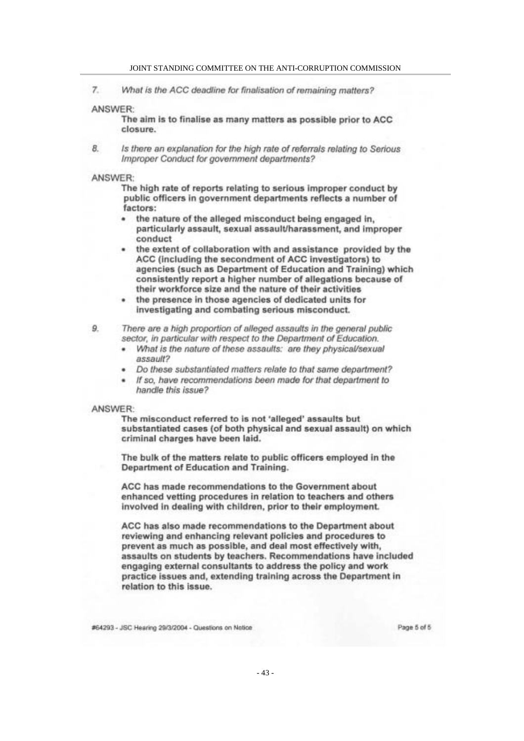7. *What is the ACC deadline for finalisation of remaining matters?*

ANSWER:

**The aim is to finalise as many matters as possible prior to ACC closure.**

8. *Is there an explanation for the high rate of referrals relating to Serious Improper Conduct for government departments?*

ANSWER:

**The high rate of reports relating to serious improper conduct by public officers in government departments reflects a number of factors:**

- **the nature of the alleged misconduct being engaged in, particularly assault, sexual assault/harassment, and improper conduct**
- **the extent of collaboration with and assistance provided by the ACC (including the secondment of ACC investigators) to agencies (such as Department of Education and Training) which consistently report a higher number of allegations because of their workforce size and the nature of their activities**
- **the presence in those agencies of dedicated units for investigating and combating serious misconduct.**

9. *There are a high proportion of alleged assaults in the general public sector, in particular with respect to the Department of Education.*
   - *What is the nature of these assaults: are they physical/sexual assault?*
   - *Do these substantiated matters relate to that same department?*
   - *If so, have recommendations been made for that department to handle this issue?*

ANSWER:

**The misconduct referred to is not 'alleged' assaults but substantiated cases (of both physical and sexual assault) on which criminal charges have been laid.**

**The bulk of the matters relate to public officers employed in the Department of Education and Training.**

**ACC has made recommendations to the Government about enhanced vetting procedures in relation to teachers and others involved in dealing with children, prior to their employment.**

**ACC has also made recommendations to the Department about reviewing and enhancing relevant policies and procedures to prevent as much as possible, and deal most effectively with, assaults on students by teachers. Recommendations have included engaging external consultants to address the policy and work practice issues and, extending training across the Department in relation to this issue.**

#64293 - JSC Hearing 29/3/2004 - Questions on Notice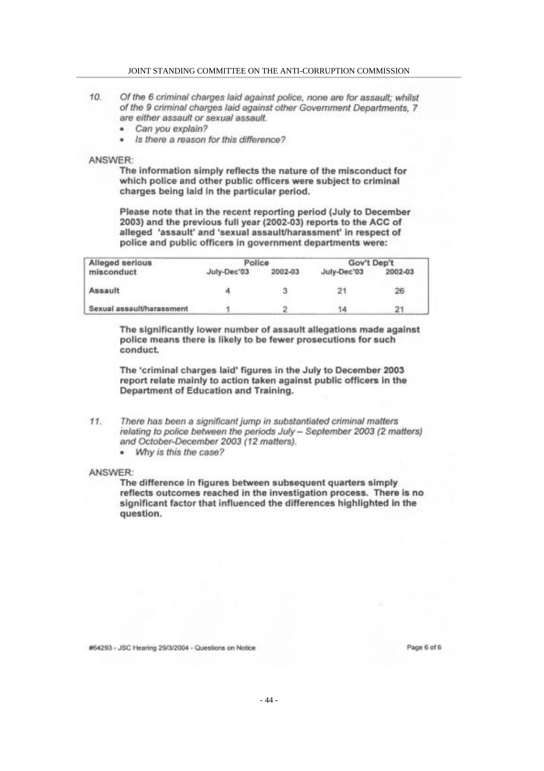10. *Of the 6 criminal charges laid against police, none are for assault; whilst of the 9 criminal charges laid against other Government Departments, 7 are either assault or sexual assault.*
    - *Can you explain?*
    - *Is there a reason for this difference?*

ANSWER:

**The information simply reflects the nature of the misconduct for which police and other public officers were subject to criminal charges being laid in the particular period.**

**Please note that in the recent reporting period (July to December 2003) and the previous full year (2002-03) reports to the ACC of alleged 'assault' and 'sexual assault/harassment' in respect of police and public officers in government departments were:**

| Alleged serious misconduct | Police | | Gov't Dep't | |
|---|---|---|---|---|
| | July-Dec'03 | 2002-03 | July-Dec'03 | 2002-03 |
| Assault | 4 | 3 | 21 | 26 |
| Sexual assault/harassment | 1 | 2 | 14 | 21 |

**The significantly lower number of assault allegations made against police means there is likely to be fewer prosecutions for such conduct.**

**The 'criminal charges laid' figures in the July to December 2003 report relate mainly to action taken against public officers in the Department of Education and Training.**

11. *There has been a significant jump in substantiated criminal matters relating to police between the periods July – September 2003 (2 matters) and October-December 2003 (12 matters).*
    - *Why is this the case?*

ANSWER:

**The difference in figures between subsequent quarters simply reflects outcomes reached in the investigation process. There is no significant factor that influenced the differences highlighted in the question.**

#64293 - JSC Hearing 29/3/2004 - Questions on Notice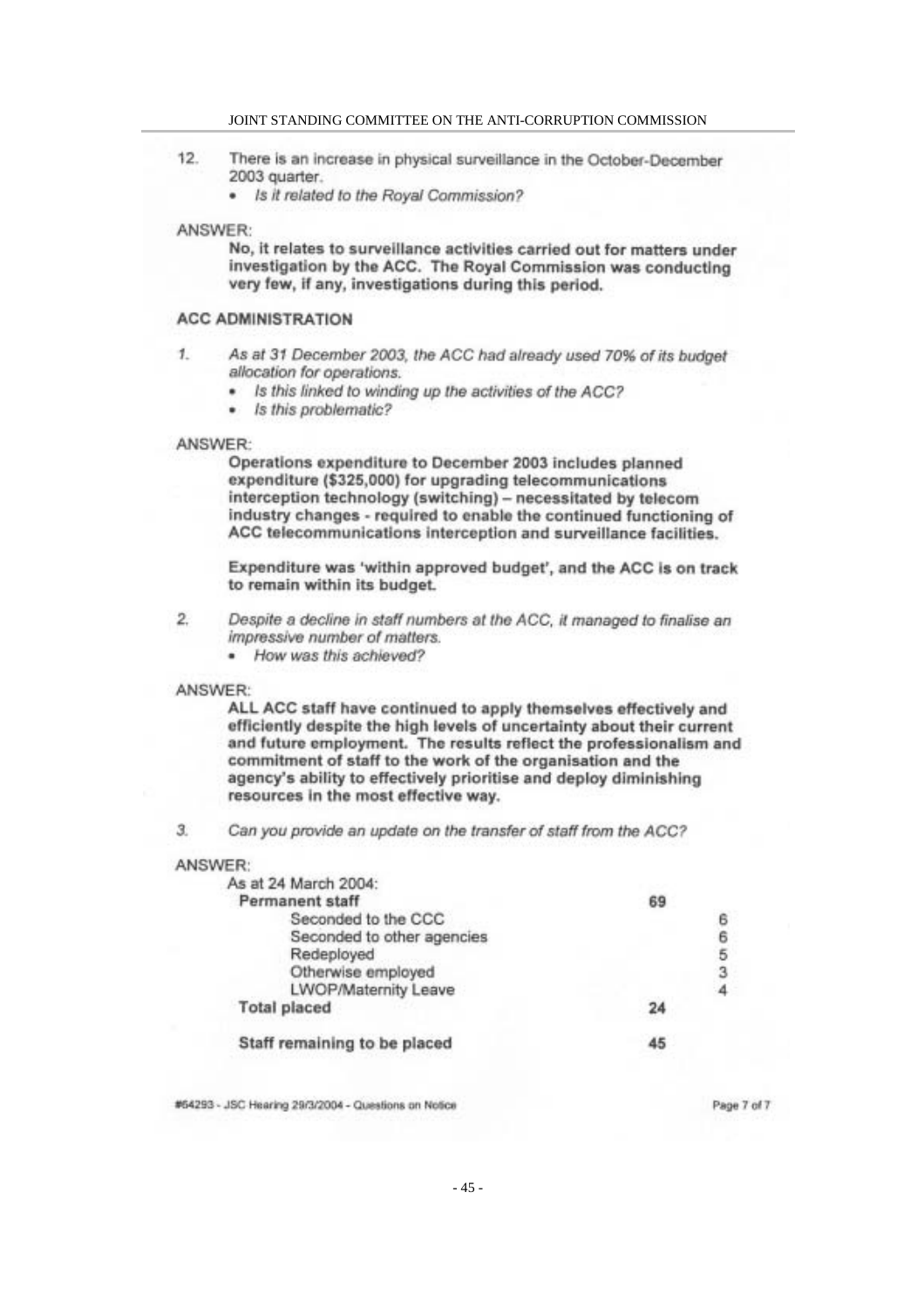12. There is an increase in physical surveillance in the October-December 2003 quarter.
    - *Is it related to the Royal Commission?*

ANSWER:

**No, it relates to surveillance activities carried out for matters under investigation by the ACC. The Royal Commission was conducting very few, if any, investigations during this period.**

### ACC ADMINISTRATION

1. *As at 31 December 2003, the ACC had already used 70% of its budget allocation for operations.*
    - *Is this linked to winding up the activities of the ACC?*
    - *Is this problematic?*

ANSWER:

**Operations expenditure to December 2003 includes planned expenditure ($325,000) for upgrading telecommunications interception technology (switching) – necessitated by telecom industry changes - required to enable the continued functioning of ACC telecommunications interception and surveillance facilities.**

**Expenditure was 'within approved budget', and the ACC is on track to remain within its budget.**

2. *Despite a decline in staff numbers at the ACC, it managed to finalise an impressive number of matters.*
    - *How was this achieved?*

ANSWER:

**ALL ACC staff have continued to apply themselves effectively and efficiently despite the high levels of uncertainty about their current and future employment. The results reflect the professionalism and commitment of staff to the work of the organisation and the agency's ability to effectively prioritise and deploy diminishing resources in the most effective way.**

3. *Can you provide an update on the transfer of staff from the ACC?*

ANSWER:

As at 24 March 2004:

| | | |
|---|---|---|
| **Permanent staff** | **69** | |
| Seconded to the CCC | | 6 |
| Seconded to other agencies | | 6 |
| Redeployed | | 5 |
| Otherwise employed | | 3 |
| LWOP/Maternity Leave | | 4 |
| **Total placed** | **24** | |
| **Staff remaining to be placed** | **45** | |

#64293 - JSC Hearing 29/3/2004 - Questions on Notice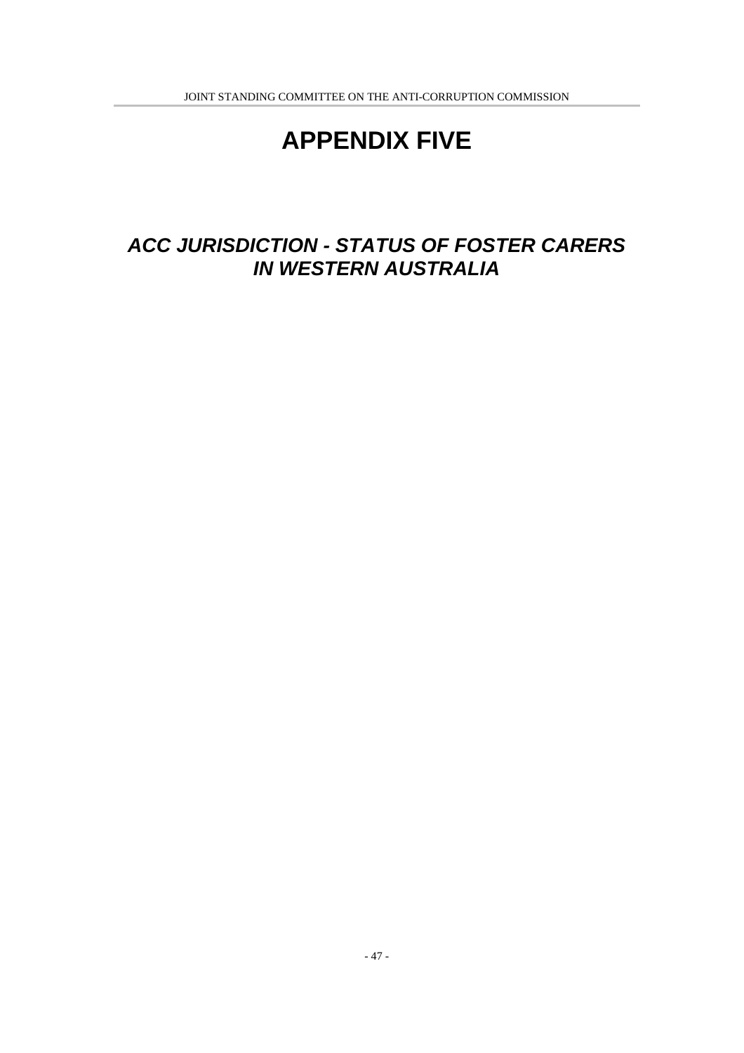# APPENDIX FIVE

## *ACC JURISDICTION - STATUS OF FOSTER CARERS IN WESTERN AUSTRALIA*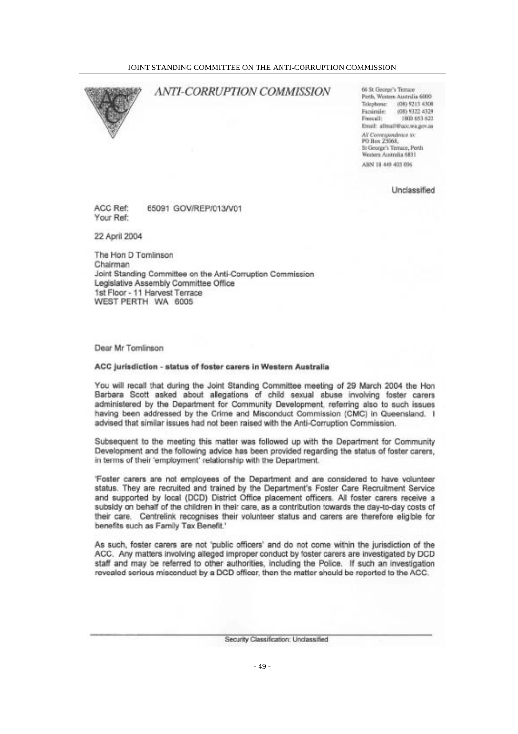## ANTI-CORRUPTION COMMISSION

66 St George's Terrace
Perth, Western Australia 6000
Telephone: (08) 9213 4300
Facsimile: (08) 9322 4329
Freecall: 1800 653 622
Email: allmail@acc.wa.gov.au

*All Correspondence to:*
PO Box Z5068,
St George's Terrace, Perth
Western Australia 6831

ABN 18 449 403 096

Unclassified

ACC Ref: 65091 GOV/REP/013/V01
Your Ref:

22 April 2004

The Hon D Tomlinson
Chairman
Joint Standing Committee on the Anti-Corruption Commission
Legislative Assembly Committee Office
1st Floor - 11 Harvest Terrace
WEST PERTH WA 6005

Dear Mr Tomlinson

**ACC jurisdiction - status of foster carers in Western Australia**

You will recall that during the Joint Standing Committee meeting of 29 March 2004 the Hon Barbara Scott asked about allegations of child sexual abuse involving foster carers administered by the Department for Community Development, referring also to such issues having been addressed by the Crime and Misconduct Commission (CMC) in Queensland. I advised that similar issues had not been raised with the Anti-Corruption Commission.

Subsequent to the meeting this matter was followed up with the Department for Community Development and the following advice has been provided regarding the status of foster carers, in terms of their 'employment' relationship with the Department.

'Foster carers are not employees of the Department and are considered to have volunteer status. They are recruited and trained by the Department's Foster Care Recruitment Service and supported by local (DCD) District Office placement officers. All foster carers receive a subsidy on behalf of the children in their care, as a contribution towards the day-to-day costs of their care. Centrelink recognises their volunteer status and carers are therefore eligible for benefits such as Family Tax Benefit.'

As such, foster carers are not 'public officers' and do not come within the jurisdiction of the ACC. Any matters involving alleged improper conduct by foster carers are investigated by DCD staff and may be referred to other authorities, including the Police. If such an investigation revealed serious misconduct by a DCD officer, then the matter should be reported to the ACC.

Security Classification: Unclassified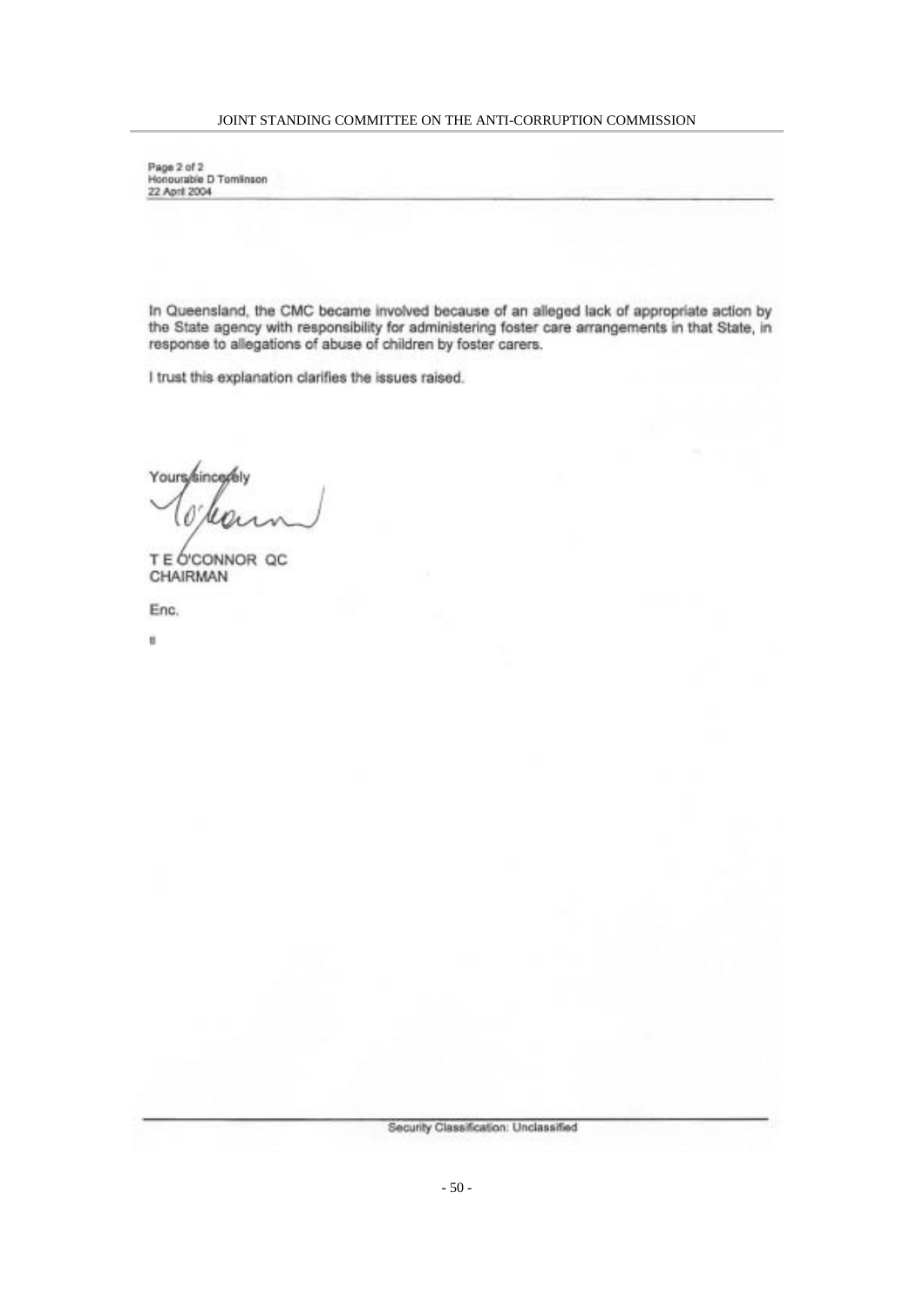Page 2 of 2
Honourable D Tomlinson
22 April 2004

In Queensland, the CMC became involved because of an alleged lack of appropriate action by the State agency with responsibility for administering foster care arrangements in that State, in response to allegations of abuse of children by foster carers.

I trust this explanation clarifies the issues raised.

Yours sincerely

T E O'CONNOR QC
CHAIRMAN

Enc.

tl

Security Classification: Unclassified